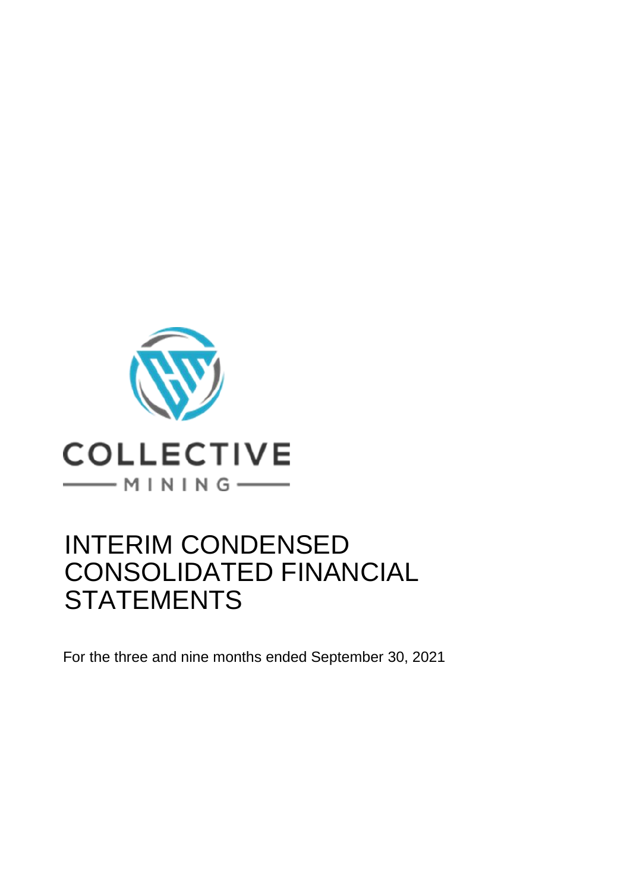COLLECTIVE

MINING

# INTERIM CONDENSED CONSOLIDATED FINANCIAL STATEMENTS

For the three and nine months ended September 30, 2021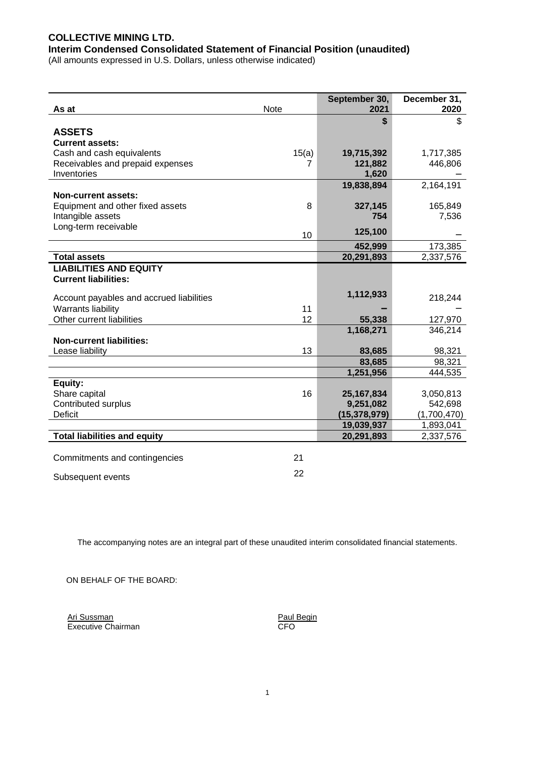# COLLECTIVE MINING LTD.

## Interim Condensed Consolidated Statement of Financial Position (unaudited)

(All amounts expressed in U.S. Dollars, unless otherwise indicated)

| As at | Note | September 30, 2021 | December 31, 2020 |
|---|---|---|---|
| | | **$** | $ |
| **ASSETS** | | | |
| **Current assets:** | | | |
| Cash and cash equivalents | 15(a) | **19,715,392** | 1,717,385 |
| Receivables and prepaid expenses | 7 | **121,882** | 446,806 |
| Inventories | | **1,620** | – |
| | | **19,838,894** | 2,164,191 |
| **Non-current assets:** | | | |
| Equipment and other fixed assets | 8 | **327,145** | 165,849 |
| Intangible assets | | **754** | 7,536 |
| Long-term receivable | 10 | **125,100** | – |
| | | **452,999** | 173,385 |
| **Total assets** | | **20,291,893** | 2,337,576 |
| **LIABILITIES AND EQUITY** | | | |
| **Current liabilities:** | | | |
| Account payables and accrued liabilities | | **1,112,933** | 218,244 |
| Warrants liability | 11 | **–** | – |
| Other current liabilities | 12 | **55,338** | 127,970 |
| | | **1,168,271** | 346,214 |
| **Non-current liabilities:** | | | |
| Lease liability | 13 | **83,685** | 98,321 |
| | | **83,685** | 98,321 |
| | | **1,251,956** | 444,535 |
| **Equity:** | | | |
| Share capital | 16 | **25,167,834** | 3,050,813 |
| Contributed surplus | | **9,251,082** | 542,698 |
| Deficit | | **(15,378,979)** | (1,700,470) |
| | | **19,039,937** | 1,893,041 |
| **Total liabilities and equity** | | **20,291,893** | 2,337,576 |

| | Note |
|---|---|
| Commitments and contingencies | 21 |
| Subsequent events | 22 |

The accompanying notes are an integral part of these unaudited interim consolidated financial statements.

ON BEHALF OF THE BOARD:

Ari Sussman
Executive Chairman

Paul Begin
CFO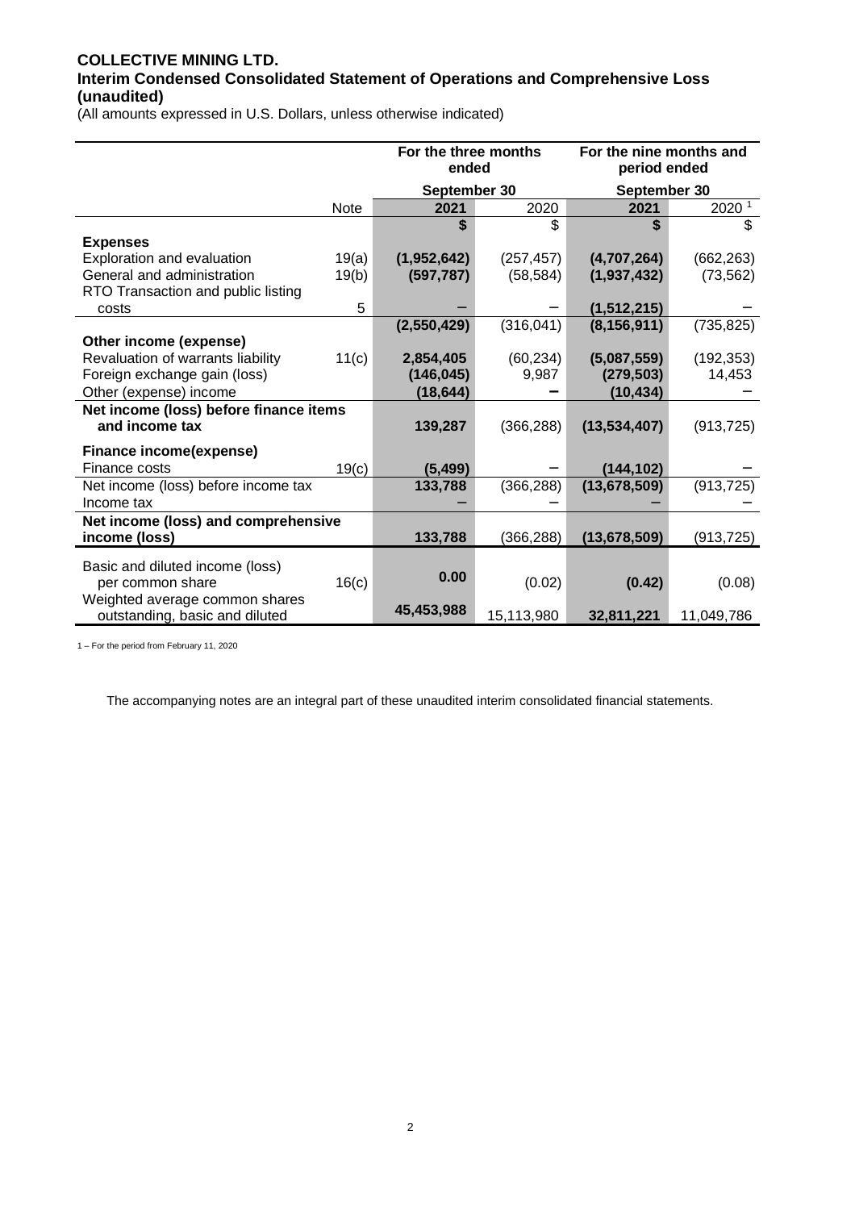**COLLECTIVE MINING LTD.**
**Interim Condensed Consolidated Statement of Operations and Comprehensive Loss (unaudited)**
(All amounts expressed in U.S. Dollars, unless otherwise indicated)

| | | For the three months ended | | For the nine months and period ended | |
|---|---|---|---|---|---|
| | | September 30 | | September 30 | |
| | Note | 2021 | 2020 | 2021 | 2020 [1] |
| | | **$** | $ | **$** | $ |
| **Expenses** | | | | | |
| Exploration and evaluation | 19(a) | **(1,952,642)** | (257,457) | **(4,707,264)** | (662,263) |
| General and administration | 19(b) | **(597,787)** | (58,584) | **(1,937,432)** | (73,562) |
| RTO Transaction and public listing costs | 5 | **–** | – | **(1,512,215)** | – |
| | | **(2,550,429)** | (316,041) | **(8,156,911)** | (735,825) |
| **Other income (expense)** | | | | | |
| Revaluation of warrants liability | 11(c) | **2,854,405** | (60,234) | **(5,087,559)** | (192,353) |
| Foreign exchange gain (loss) | | **(146,045)** | 9,987 | **(279,503)** | 14,453 |
| Other (expense) income | | **(18,644)** | – | **(10,434)** | – |
| **Net income (loss) before finance items and income tax** | | **139,287** | (366,288) | **(13,534,407)** | (913,725) |
| **Finance income(expense)** | | | | | |
| Finance costs | 19(c) | **(5,499)** | – | **(144,102)** | – |
| Net income (loss) before income tax | | **133,788** | (366,288) | **(13,678,509)** | (913,725) |
| Income tax | | **–** | – | **–** | – |
| **Net income (loss) and comprehensive income (loss)** | | **133,788** | (366,288) | **(13,678,509)** | (913,725) |
| Basic and diluted income (loss) per common share | 16(c) | **0.00** | (0.02) | **(0.42)** | (0.08) |
| Weighted average common shares outstanding, basic and diluted | | **45,453,988** | 15,113,980 | **32,811,221** | 11,049,786 |

1 – For the period from February 11, 2020

The accompanying notes are an integral part of these unaudited interim consolidated financial statements.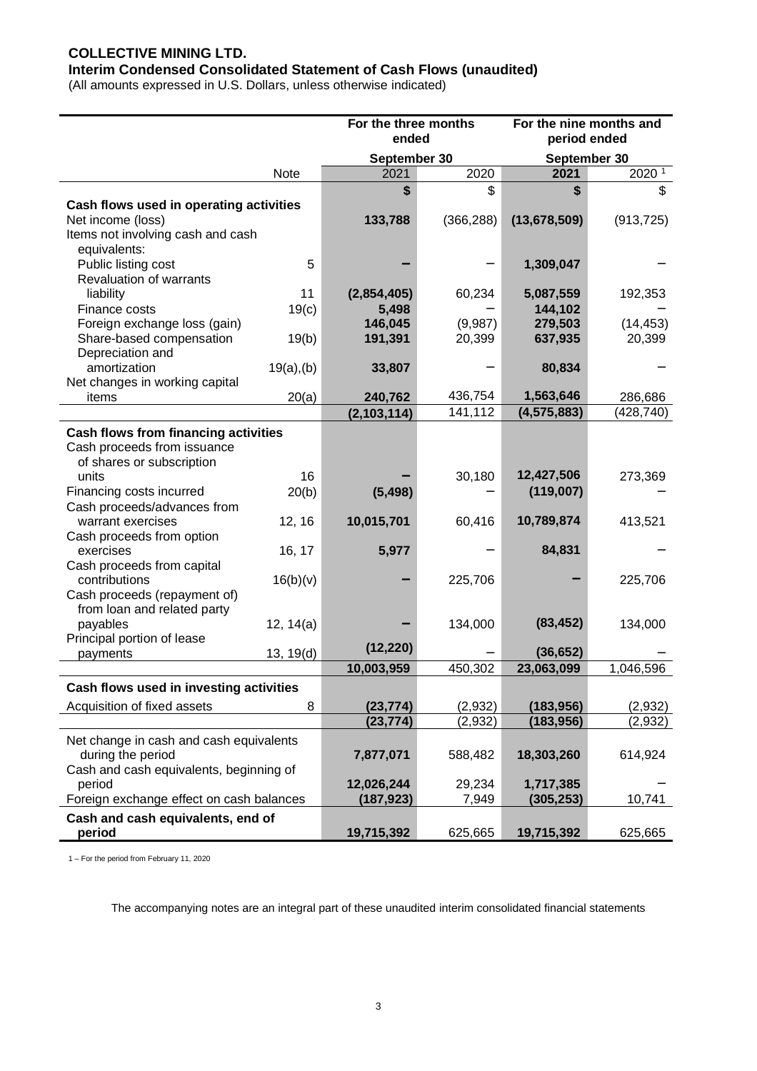**COLLECTIVE MINING LTD.**
**Interim Condensed Consolidated Statement of Cash Flows (unaudited)**
(All amounts expressed in U.S. Dollars, unless otherwise indicated)

| | Note | For the three months ended September 30 2021 | For the three months ended September 30 2020 | For the nine months and period ended September 30 2021 | For the nine months and period ended September 30 2020 [1] |
|---|---|---|---|---|---|
| | | **$** | $ | **$** | $ |
| **Cash flows used in operating activities** | | | | | |
| Net income (loss) | | **133,788** | (366,288) | **(13,678,509)** | (913,725) |
| Items not involving cash and cash equivalents: | | | | | |
| Public listing cost | 5 | **–** | – | **1,309,047** | – |
| Revaluation of warrants liability | 11 | **(2,854,405)** | 60,234 | **5,087,559** | 192,353 |
| Finance costs | 19(c) | **5,498** | – | **144,102** | – |
| Foreign exchange loss (gain) | | **146,045** | (9,987) | **279,503** | (14,453) |
| Share-based compensation | 19(b) | **191,391** | 20,399 | **637,935** | 20,399 |
| Depreciation and amortization | 19(a),(b) | **33,807** | – | **80,834** | – |
| Net changes in working capital items | 20(a) | **240,762** | 436,754 | **1,563,646** | 286,686 |
| | | **(2,103,114)** | 141,112 | **(4,575,883)** | (428,740) |
| **Cash flows from financing activities** | | | | | |
| Cash proceeds from issuance of shares or subscription units | 16 | **–** | 30,180 | **12,427,506** | 273,369 |
| Financing costs incurred | 20(b) | **(5,498)** | – | **(119,007)** | – |
| Cash proceeds/advances from warrant exercises | 12, 16 | **10,015,701** | 60,416 | **10,789,874** | 413,521 |
| Cash proceeds from option exercises | 16, 17 | **5,977** | – | **84,831** | – |
| Cash proceeds from capital contributions | 16(b)(v) | **–** | 225,706 | **–** | 225,706 |
| Cash proceeds (repayment of) from loan and related party payables | 12, 14(a) | **–** | 134,000 | **(83,452)** | 134,000 |
| Principal portion of lease payments | 13, 19(d) | **(12,220)** | – | **(36,652)** | – |
| | | **10,003,959** | 450,302 | **23,063,099** | 1,046,596 |
| **Cash flows used in investing activities** | | | | | |
| Acquisition of fixed assets | 8 | **(23,774)** | (2,932) | **(183,956)** | (2,932) |
| | | **(23,774)** | (2,932) | **(183,956)** | (2,932) |
| Net change in cash and cash equivalents during the period | | **7,877,071** | 588,482 | **18,303,260** | 614,924 |
| Cash and cash equivalents, beginning of period | | **12,026,244** | 29,234 | **1,717,385** | – |
| Foreign exchange effect on cash balances | | **(187,923)** | 7,949 | **(305,253)** | 10,741 |
| **Cash and cash equivalents, end of period** | | **19,715,392** | 625,665 | **19,715,392** | 625,665 |

1 – For the period from February 11, 2020

The accompanying notes are an integral part of these unaudited interim consolidated financial statements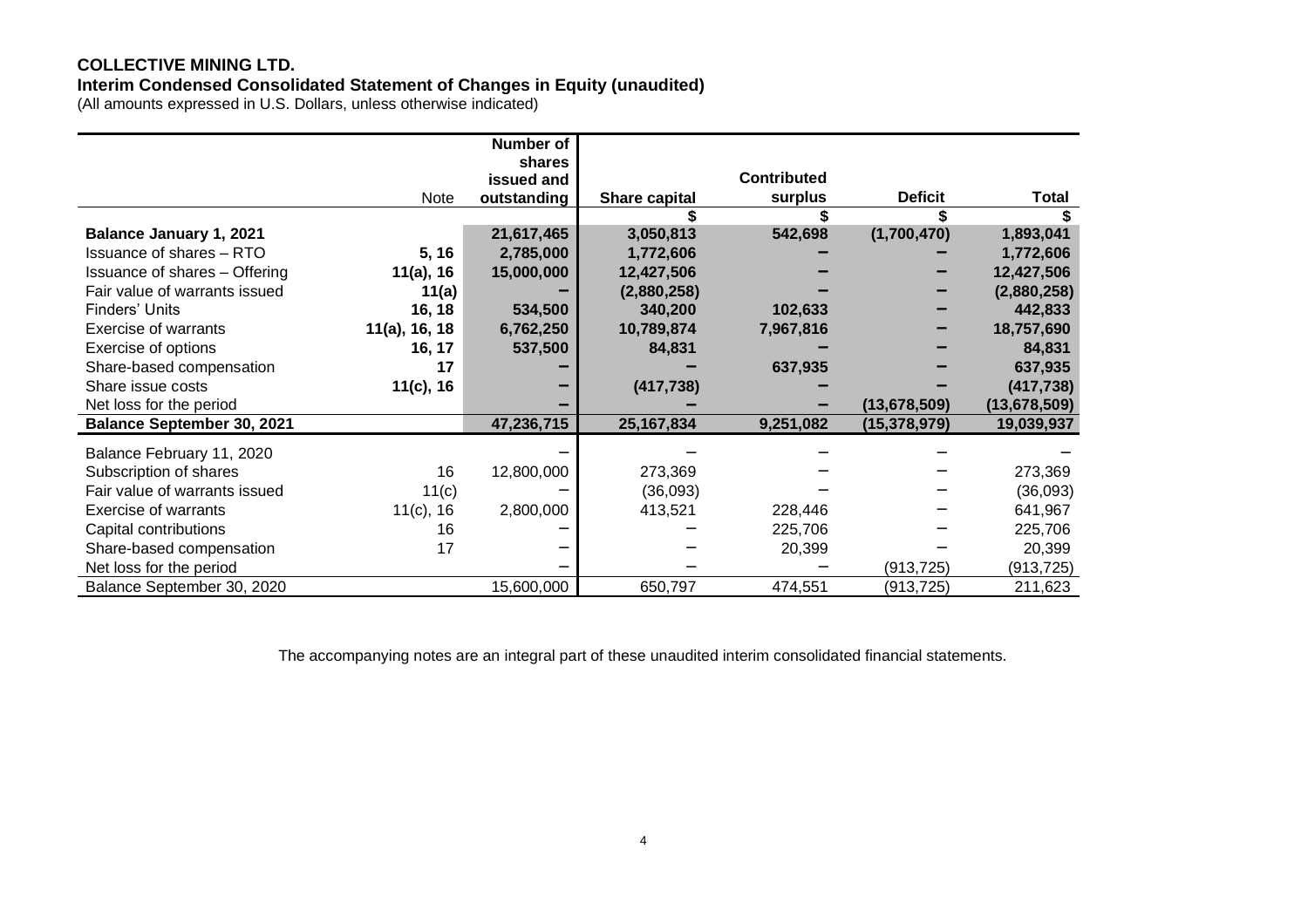**COLLECTIVE MINING LTD.**
**Interim Condensed Consolidated Statement of Changes in Equity (unaudited)**
(All amounts expressed in U.S. Dollars, unless otherwise indicated)

| | Note | Number of shares issued and outstanding | Share capital | Contributed surplus | Deficit | Total |
|---|---|---|---|---|---|---|
| | | | $ | $ | $ | $ |
| **Balance January 1, 2021** | | **21,617,465** | **3,050,813** | **542,698** | **(1,700,470)** | **1,893,041** |
| Issuance of shares – RTO | **5, 16** | **2,785,000** | **1,772,606** | **–** | **–** | **1,772,606** |
| Issuance of shares – Offering | **11(a), 16** | **15,000,000** | **12,427,506** | **–** | **–** | **12,427,506** |
| Fair value of warrants issued | **11(a)** | **–** | **(2,880,258)** | **–** | **–** | **(2,880,258)** |
| Finders' Units | **16, 18** | **534,500** | **340,200** | **102,633** | **–** | **442,833** |
| Exercise of warrants | **11(a), 16, 18** | **6,762,250** | **10,789,874** | **7,967,816** | **–** | **18,757,690** |
| Exercise of options | **16, 17** | **537,500** | **84,831** | **–** | **–** | **84,831** |
| Share-based compensation | **17** | **–** | **–** | **637,935** | **–** | **637,935** |
| Share issue costs | **11(c), 16** | **–** | **(417,738)** | **–** | **–** | **(417,738)** |
| Net loss for the period | | **–** | **–** | **–** | **(13,678,509)** | **(13,678,509)** |
| **Balance September 30, 2021** | | **47,236,715** | **25,167,834** | **9,251,082** | **(15,378,979)** | **19,039,937** |
| Balance February 11, 2020 | | – | – | – | – | – |
| Subscription of shares | 16 | 12,800,000 | 273,369 | – | – | 273,369 |
| Fair value of warrants issued | 11(c) | – | (36,093) | – | – | (36,093) |
| Exercise of warrants | 11(c), 16 | 2,800,000 | 413,521 | 228,446 | – | 641,967 |
| Capital contributions | 16 | – | – | 225,706 | – | 225,706 |
| Share-based compensation | 17 | – | – | 20,399 | – | 20,399 |
| Net loss for the period | | – | – | – | (913,725) | (913,725) |
| Balance September 30, 2020 | | 15,600,000 | 650,797 | 474,551 | (913,725) | 211,623 |

The accompanying notes are an integral part of these unaudited interim consolidated financial statements.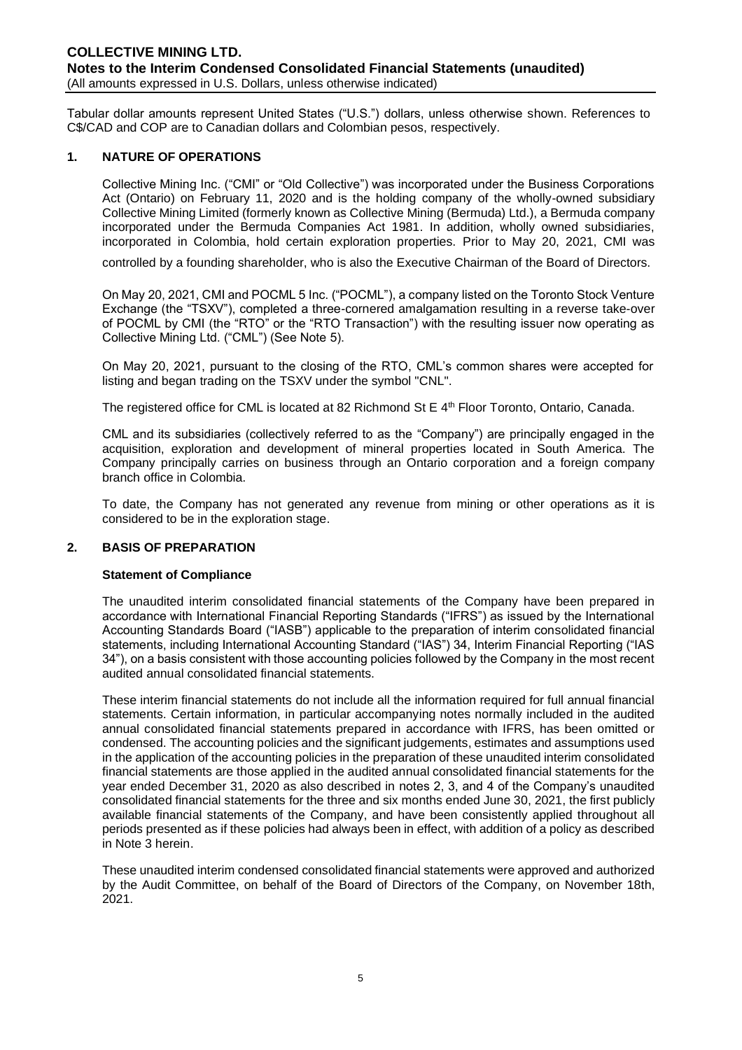Tabular dollar amounts represent United States ("U.S.") dollars, unless otherwise shown. References to C$/CAD and COP are to Canadian dollars and Colombian pesos, respectively.

## 1. NATURE OF OPERATIONS

Collective Mining Inc. ("CMI" or "Old Collective") was incorporated under the Business Corporations Act (Ontario) on February 11, 2020 and is the holding company of the wholly-owned subsidiary Collective Mining Limited (formerly known as Collective Mining (Bermuda) Ltd.), a Bermuda company incorporated under the Bermuda Companies Act 1981. In addition, wholly owned subsidiaries, incorporated in Colombia, hold certain exploration properties. Prior to May 20, 2021, CMI was controlled by a founding shareholder, who is also the Executive Chairman of the Board of Directors.

On May 20, 2021, CMI and POCML 5 Inc. ("POCML"), a company listed on the Toronto Stock Venture Exchange (the "TSXV"), completed a three-cornered amalgamation resulting in a reverse take-over of POCML by CMI (the "RTO" or the "RTO Transaction") with the resulting issuer now operating as Collective Mining Ltd. ("CML") (See Note 5).

On May 20, 2021, pursuant to the closing of the RTO, CML's common shares were accepted for listing and began trading on the TSXV under the symbol "CNL".

The registered office for CML is located at 82 Richmond St E 4th Floor Toronto, Ontario, Canada.

CML and its subsidiaries (collectively referred to as the "Company") are principally engaged in the acquisition, exploration and development of mineral properties located in South America. The Company principally carries on business through an Ontario corporation and a foreign company branch office in Colombia.

To date, the Company has not generated any revenue from mining or other operations as it is considered to be in the exploration stage.

## 2. BASIS OF PREPARATION

### Statement of Compliance

The unaudited interim consolidated financial statements of the Company have been prepared in accordance with International Financial Reporting Standards ("IFRS") as issued by the International Accounting Standards Board ("IASB") applicable to the preparation of interim consolidated financial statements, including International Accounting Standard ("IAS") 34, Interim Financial Reporting ("IAS 34"), on a basis consistent with those accounting policies followed by the Company in the most recent audited annual consolidated financial statements.

These interim financial statements do not include all the information required for full annual financial statements. Certain information, in particular accompanying notes normally included in the audited annual consolidated financial statements prepared in accordance with IFRS, has been omitted or condensed. The accounting policies and the significant judgements, estimates and assumptions used in the application of the accounting policies in the preparation of these unaudited interim consolidated financial statements are those applied in the audited annual consolidated financial statements for the year ended December 31, 2020 as also described in notes 2, 3, and 4 of the Company's unaudited consolidated financial statements for the three and six months ended June 30, 2021, the first publicly available financial statements of the Company, and have been consistently applied throughout all periods presented as if these policies had always been in effect, with addition of a policy as described in Note 3 herein.

These unaudited interim condensed consolidated financial statements were approved and authorized by the Audit Committee, on behalf of the Board of Directors of the Company, on November 18th, 2021.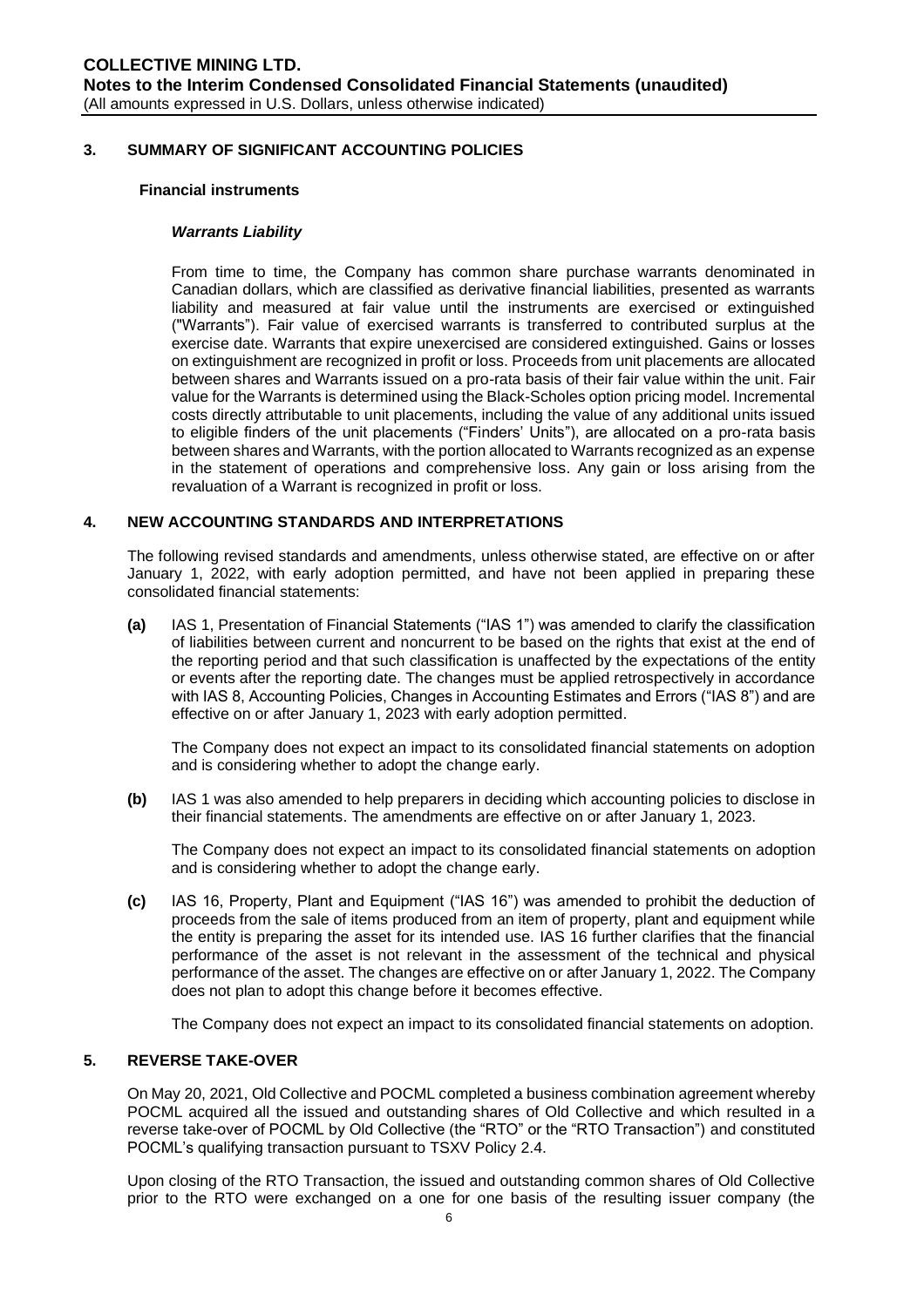## 3. SUMMARY OF SIGNIFICANT ACCOUNTING POLICIES

### Financial instruments

#### *Warrants Liability*

From time to time, the Company has common share purchase warrants denominated in Canadian dollars, which are classified as derivative financial liabilities, presented as warrants liability and measured at fair value until the instruments are exercised or extinguished ("Warrants"). Fair value of exercised warrants is transferred to contributed surplus at the exercise date. Warrants that expire unexercised are considered extinguished. Gains or losses on extinguishment are recognized in profit or loss. Proceeds from unit placements are allocated between shares and Warrants issued on a pro-rata basis of their fair value within the unit. Fair value for the Warrants is determined using the Black-Scholes option pricing model. Incremental costs directly attributable to unit placements, including the value of any additional units issued to eligible finders of the unit placements ("Finders' Units"), are allocated on a pro-rata basis between shares and Warrants, with the portion allocated to Warrants recognized as an expense in the statement of operations and comprehensive loss. Any gain or loss arising from the revaluation of a Warrant is recognized in profit or loss.

## 4. NEW ACCOUNTING STANDARDS AND INTERPRETATIONS

The following revised standards and amendments, unless otherwise stated, are effective on or after January 1, 2022, with early adoption permitted, and have not been applied in preparing these consolidated financial statements:

**(a)** IAS 1, Presentation of Financial Statements ("IAS 1") was amended to clarify the classification of liabilities between current and noncurrent to be based on the rights that exist at the end of the reporting period and that such classification is unaffected by the expectations of the entity or events after the reporting date. The changes must be applied retrospectively in accordance with IAS 8, Accounting Policies, Changes in Accounting Estimates and Errors ("IAS 8") and are effective on or after January 1, 2023 with early adoption permitted.

The Company does not expect an impact to its consolidated financial statements on adoption and is considering whether to adopt the change early.

**(b)** IAS 1 was also amended to help preparers in deciding which accounting policies to disclose in their financial statements. The amendments are effective on or after January 1, 2023.

The Company does not expect an impact to its consolidated financial statements on adoption and is considering whether to adopt the change early.

**(c)** IAS 16, Property, Plant and Equipment ("IAS 16") was amended to prohibit the deduction of proceeds from the sale of items produced from an item of property, plant and equipment while the entity is preparing the asset for its intended use. IAS 16 further clarifies that the financial performance of the asset is not relevant in the assessment of the technical and physical performance of the asset. The changes are effective on or after January 1, 2022. The Company does not plan to adopt this change before it becomes effective.

The Company does not expect an impact to its consolidated financial statements on adoption.

## 5. REVERSE TAKE-OVER

On May 20, 2021, Old Collective and POCML completed a business combination agreement whereby POCML acquired all the issued and outstanding shares of Old Collective and which resulted in a reverse take-over of POCML by Old Collective (the "RTO" or the "RTO Transaction") and constituted POCML's qualifying transaction pursuant to TSXV Policy 2.4.

Upon closing of the RTO Transaction, the issued and outstanding common shares of Old Collective prior to the RTO were exchanged on a one for one basis of the resulting issuer company (the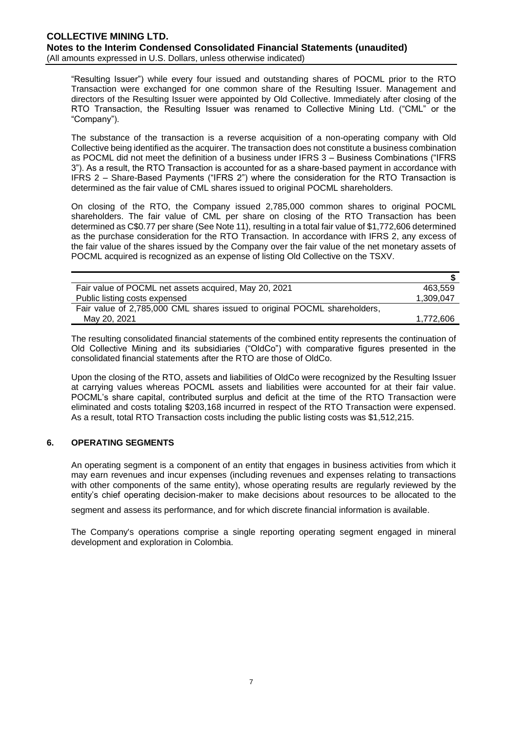"Resulting Issuer") while every four issued and outstanding shares of POCML prior to the RTO Transaction were exchanged for one common share of the Resulting Issuer. Management and directors of the Resulting Issuer were appointed by Old Collective. Immediately after closing of the RTO Transaction, the Resulting Issuer was renamed to Collective Mining Ltd. ("CML" or the "Company").

The substance of the transaction is a reverse acquisition of a non-operating company with Old Collective being identified as the acquirer. The transaction does not constitute a business combination as POCML did not meet the definition of a business under IFRS 3 – Business Combinations ("IFRS 3"). As a result, the RTO Transaction is accounted for as a share-based payment in accordance with IFRS 2 – Share-Based Payments ("IFRS 2") where the consideration for the RTO Transaction is determined as the fair value of CML shares issued to original POCML shareholders.

On closing of the RTO, the Company issued 2,785,000 common shares to original POCML shareholders. The fair value of CML per share on closing of the RTO Transaction has been determined as C$0.77 per share (See Note 11), resulting in a total fair value of $1,772,606 determined as the purchase consideration for the RTO Transaction. In accordance with IFRS 2, any excess of the fair value of the shares issued by the Company over the fair value of the net monetary assets of POCML acquired is recognized as an expense of listing Old Collective on the TSXV.

| | $ |
|---|---|
| Fair value of POCML net assets acquired, May 20, 2021 | 463,559 |
| Public listing costs expensed | 1,309,047 |
| Fair value of 2,785,000 CML shares issued to original POCML shareholders, May 20, 2021 | 1,772,606 |

The resulting consolidated financial statements of the combined entity represents the continuation of Old Collective Mining and its subsidiaries ("OldCo") with comparative figures presented in the consolidated financial statements after the RTO are those of OldCo.

Upon the closing of the RTO, assets and liabilities of OldCo were recognized by the Resulting Issuer at carrying values whereas POCML assets and liabilities were accounted for at their fair value. POCML's share capital, contributed surplus and deficit at the time of the RTO Transaction were eliminated and costs totaling $203,168 incurred in respect of the RTO Transaction were expensed. As a result, total RTO Transaction costs including the public listing costs was $1,512,215.

## 6. OPERATING SEGMENTS

An operating segment is a component of an entity that engages in business activities from which it may earn revenues and incur expenses (including revenues and expenses relating to transactions with other components of the same entity), whose operating results are regularly reviewed by the entity's chief operating decision-maker to make decisions about resources to be allocated to the segment and assess its performance, and for which discrete financial information is available.

The Company's operations comprise a single reporting operating segment engaged in mineral development and exploration in Colombia.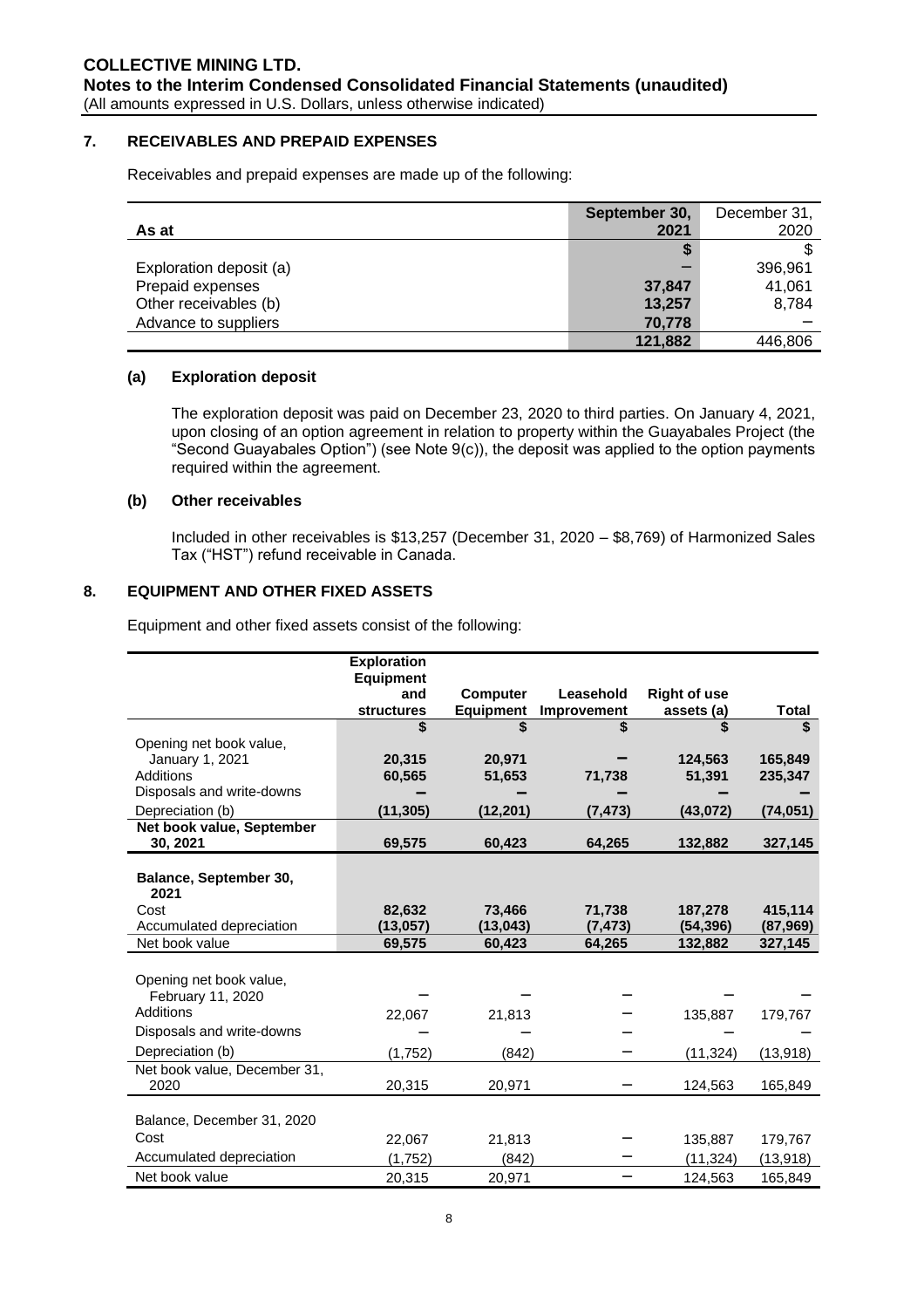## 7. RECEIVABLES AND PREPAID EXPENSES

Receivables and prepaid expenses are made up of the following:

| As at | September 30, 2021 | December 31, 2020 |
|---|---|---|
| | **$** | $ |
| Exploration deposit (a) | **–** | 396,961 |
| Prepaid expenses | **37,847** | 41,061 |
| Other receivables (b) | **13,257** | 8,784 |
| Advance to suppliers | **70,778** | – |
| | **121,882** | 446,806 |

### (a) Exploration deposit

The exploration deposit was paid on December 23, 2020 to third parties. On January 4, 2021, upon closing of an option agreement in relation to property within the Guayabales Project (the "Second Guayabales Option") (see Note 9(c)), the deposit was applied to the option payments required within the agreement.

### (b) Other receivables

Included in other receivables is $13,257 (December 31, 2020 – $8,769) of Harmonized Sales Tax ("HST") refund receivable in Canada.

## 8. EQUIPMENT AND OTHER FIXED ASSETS

Equipment and other fixed assets consist of the following:

| | Exploration Equipment and structures | Computer Equipment | Leasehold Improvement | Right of use assets (a) | Total |
|---|---|---|---|---|---|
| | **$** | **$** | **$** | **$** | **$** |
| Opening net book value, January 1, 2021 | **20,315** | **20,971** | **–** | **124,563** | **165,849** |
| Additions | **60,565** | **51,653** | **71,738** | **51,391** | **235,347** |
| Disposals and write-downs | **–** | **–** | **–** | **–** | **–** |
| Depreciation (b) | **(11,305)** | **(12,201)** | **(7,473)** | **(43,072)** | **(74,051)** |
| **Net book value, September 30, 2021** | **69,575** | **60,423** | **64,265** | **132,882** | **327,145** |
| **Balance, September 30, 2021** | | | | | |
| Cost | **82,632** | **73,466** | **71,738** | **187,278** | **415,114** |
| Accumulated depreciation | **(13,057)** | **(13,043)** | **(7,473)** | **(54,396)** | **(87,969)** |
| Net book value | **69,575** | **60,423** | **64,265** | **132,882** | **327,145** |
| Opening net book value, February 11, 2020 | – | – | – | – | – |
| Additions | 22,067 | 21,813 | – | 135,887 | 179,767 |
| Disposals and write-downs | – | – | – | – | – |
| Depreciation (b) | (1,752) | (842) | – | (11,324) | (13,918) |
| Net book value, December 31, 2020 | 20,315 | 20,971 | – | 124,563 | 165,849 |
| Balance, December 31, 2020 | | | | | |
| Cost | 22,067 | 21,813 | – | 135,887 | 179,767 |
| Accumulated depreciation | (1,752) | (842) | – | (11,324) | (13,918) |
| Net book value | 20,315 | 20,971 | – | 124,563 | 165,849 |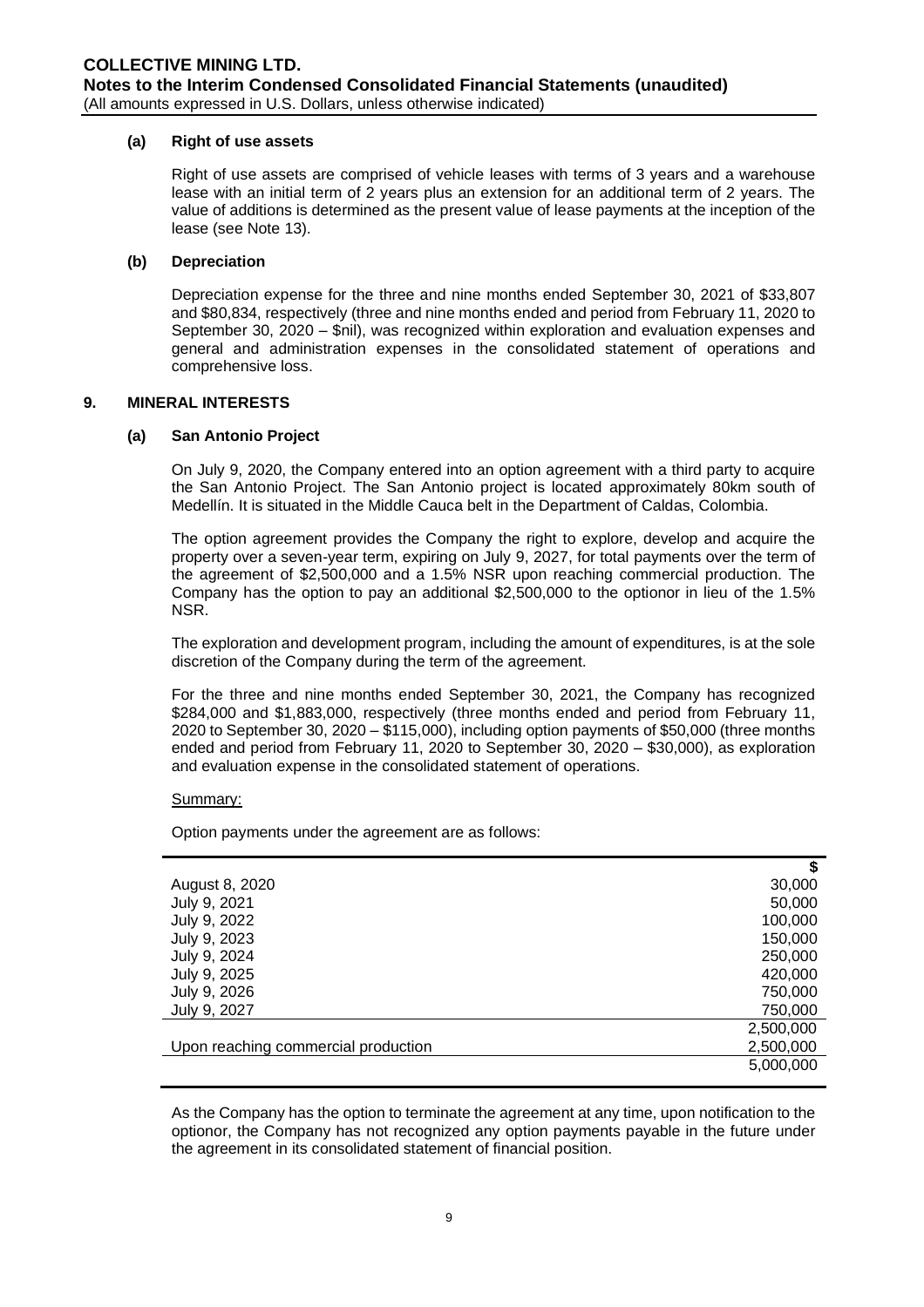### (a) Right of use assets

Right of use assets are comprised of vehicle leases with terms of 3 years and a warehouse lease with an initial term of 2 years plus an extension for an additional term of 2 years. The value of additions is determined as the present value of lease payments at the inception of the lease (see Note 13).

### (b) Depreciation

Depreciation expense for the three and nine months ended September 30, 2021 of $33,807 and $80,834, respectively (three and nine months ended and period from February 11, 2020 to September 30, 2020 – $nil), was recognized within exploration and evaluation expenses and general and administration expenses in the consolidated statement of operations and comprehensive loss.

## 9. MINERAL INTERESTS

### (a) San Antonio Project

On July 9, 2020, the Company entered into an option agreement with a third party to acquire the San Antonio Project. The San Antonio project is located approximately 80km south of Medellín. It is situated in the Middle Cauca belt in the Department of Caldas, Colombia.

The option agreement provides the Company the right to explore, develop and acquire the property over a seven-year term, expiring on July 9, 2027, for total payments over the term of the agreement of $2,500,000 and a 1.5% NSR upon reaching commercial production. The Company has the option to pay an additional $2,500,000 to the optionor in lieu of the 1.5% NSR.

The exploration and development program, including the amount of expenditures, is at the sole discretion of the Company during the term of the agreement.

For the three and nine months ended September 30, 2021, the Company has recognized $284,000 and $1,883,000, respectively (three months ended and period from February 11, 2020 to September 30, 2020 – $115,000), including option payments of $50,000 (three months ended and period from February 11, 2020 to September 30, 2020 – $30,000), as exploration and evaluation expense in the consolidated statement of operations.

Summary:

Option payments under the agreement are as follows:

| | $ |
|---|---|
| August 8, 2020 | 30,000 |
| July 9, 2021 | 50,000 |
| July 9, 2022 | 100,000 |
| July 9, 2023 | 150,000 |
| July 9, 2024 | 250,000 |
| July 9, 2025 | 420,000 |
| July 9, 2026 | 750,000 |
| July 9, 2027 | 750,000 |
| | 2,500,000 |
| Upon reaching commercial production | 2,500,000 |
| | 5,000,000 |

As the Company has the option to terminate the agreement at any time, upon notification to the optionor, the Company has not recognized any option payments payable in the future under the agreement in its consolidated statement of financial position.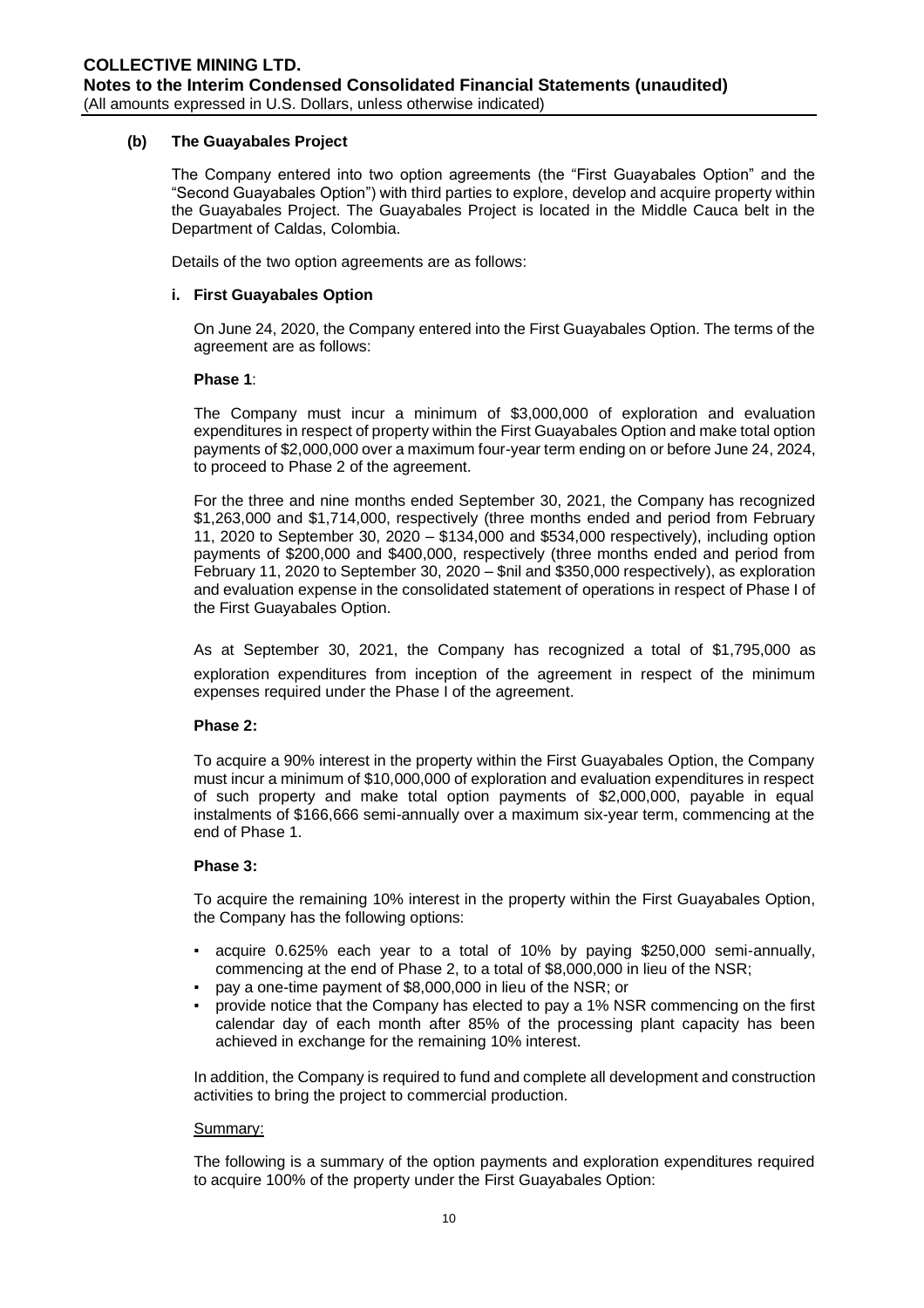### (b) The Guayabales Project

The Company entered into two option agreements (the "First Guayabales Option" and the "Second Guayabales Option") with third parties to explore, develop and acquire property within the Guayabales Project. The Guayabales Project is located in the Middle Cauca belt in the Department of Caldas, Colombia.

Details of the two option agreements are as follows:

#### i. First Guayabales Option

On June 24, 2020, the Company entered into the First Guayabales Option. The terms of the agreement are as follows:

**Phase 1**:

The Company must incur a minimum of $3,000,000 of exploration and evaluation expenditures in respect of property within the First Guayabales Option and make total option payments of $2,000,000 over a maximum four-year term ending on or before June 24, 2024, to proceed to Phase 2 of the agreement.

For the three and nine months ended September 30, 2021, the Company has recognized $1,263,000 and $1,714,000, respectively (three months ended and period from February 11, 2020 to September 30, 2020 – $134,000 and $534,000 respectively), including option payments of $200,000 and $400,000, respectively (three months ended and period from February 11, 2020 to September 30, 2020 – $nil and $350,000 respectively), as exploration and evaluation expense in the consolidated statement of operations in respect of Phase I of the First Guayabales Option.

As at September 30, 2021, the Company has recognized a total of $1,795,000 as exploration expenditures from inception of the agreement in respect of the minimum expenses required under the Phase I of the agreement.

**Phase 2:**

To acquire a 90% interest in the property within the First Guayabales Option, the Company must incur a minimum of $10,000,000 of exploration and evaluation expenditures in respect of such property and make total option payments of $2,000,000, payable in equal instalments of $166,666 semi-annually over a maximum six-year term, commencing at the end of Phase 1.

**Phase 3:**

To acquire the remaining 10% interest in the property within the First Guayabales Option, the Company has the following options:

- acquire 0.625% each year to a total of 10% by paying $250,000 semi-annually, commencing at the end of Phase 2, to a total of $8,000,000 in lieu of the NSR;
- pay a one-time payment of $8,000,000 in lieu of the NSR; or
- provide notice that the Company has elected to pay a 1% NSR commencing on the first calendar day of each month after 85% of the processing plant capacity has been achieved in exchange for the remaining 10% interest.

In addition, the Company is required to fund and complete all development and construction activities to bring the project to commercial production.

<u>Summary:</u>

The following is a summary of the option payments and exploration expenditures required to acquire 100% of the property under the First Guayabales Option: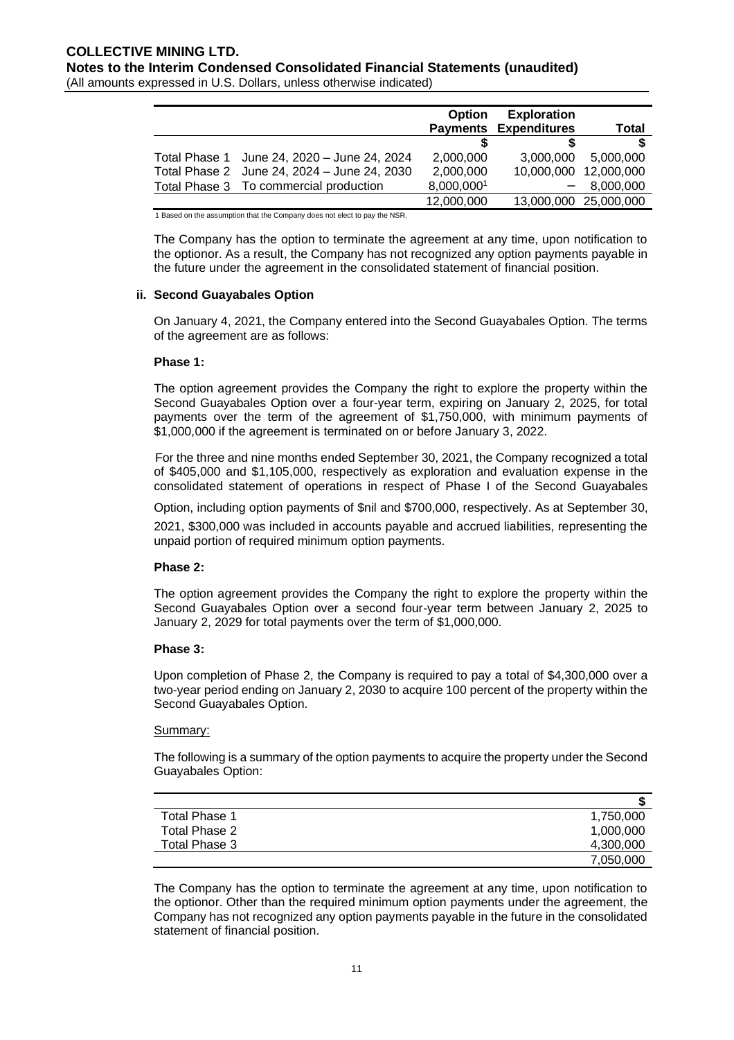| | | Option Payments | Exploration Expenditures | Total |
|---|---|---|---|---|
| | | $ | $ | $ |
| Total Phase 1 | June 24, 2020 – June 24, 2024 | 2,000,000 | 3,000,000 | 5,000,000 |
| Total Phase 2 | June 24, 2024 – June 24, 2030 | 2,000,000 | 10,000,000 | 12,000,000 |
| Total Phase 3 | To commercial production | 8,000,000[1] | – | 8,000,000 |
| | | 12,000,000 | 13,000,000 | 25,000,000 |

1 Based on the assumption that the Company does not elect to pay the NSR.

The Company has the option to terminate the agreement at any time, upon notification to the optionor. As a result, the Company has not recognized any option payments payable in the future under the agreement in the consolidated statement of financial position.

**ii. Second Guayabales Option**

On January 4, 2021, the Company entered into the Second Guayabales Option. The terms of the agreement are as follows:

**Phase 1:**

The option agreement provides the Company the right to explore the property within the Second Guayabales Option over a four-year term, expiring on January 2, 2025, for total payments over the term of the agreement of $1,750,000, with minimum payments of $1,000,000 if the agreement is terminated on or before January 3, 2022.

For the three and nine months ended September 30, 2021, the Company recognized a total of $405,000 and $1,105,000, respectively as exploration and evaluation expense in the consolidated statement of operations in respect of Phase I of the Second Guayabales Option, including option payments of $nil and $700,000, respectively. As at September 30, 2021, $300,000 was included in accounts payable and accrued liabilities, representing the unpaid portion of required minimum option payments.

**Phase 2:**

The option agreement provides the Company the right to explore the property within the Second Guayabales Option over a second four-year term between January 2, 2025 to January 2, 2029 for total payments over the term of $1,000,000.

**Phase 3:**

Upon completion of Phase 2, the Company is required to pay a total of $4,300,000 over a two-year period ending on January 2, 2030 to acquire 100 percent of the property within the Second Guayabales Option.

Summary:

The following is a summary of the option payments to acquire the property under the Second Guayabales Option:

| | $ |
|---|---|
| Total Phase 1 | 1,750,000 |
| Total Phase 2 | 1,000,000 |
| Total Phase 3 | 4,300,000 |
| | 7,050,000 |

The Company has the option to terminate the agreement at any time, upon notification to the optionor. Other than the required minimum option payments under the agreement, the Company has not recognized any option payments payable in the future in the consolidated statement of financial position.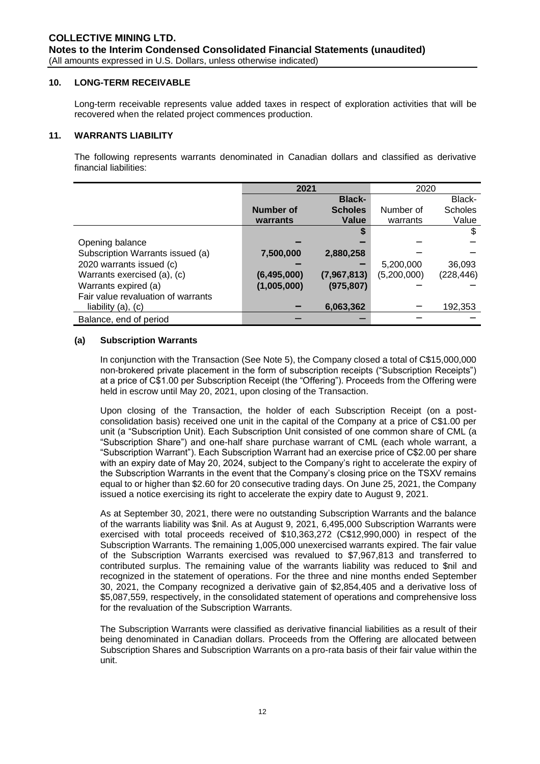## 10. LONG-TERM RECEIVABLE

Long-term receivable represents value added taxes in respect of exploration activities that will be recovered when the related project commences production.

## 11. WARRANTS LIABILITY

The following represents warrants denominated in Canadian dollars and classified as derivative financial liabilities:

| | **2021** | | 2020 | |
|---|---|---|---|---|
| | **Number of warrants** | **Black-Scholes Value** | Number of warrants | Black-Scholes Value |
| | | **$** | | $ |
| Opening balance | **–** | **–** | – | – |
| Subscription Warrants issued (a) | **7,500,000** | **2,880,258** | – | – |
| 2020 warrants issued (c) | **–** | **–** | 5,200,000 | 36,093 |
| Warrants exercised (a), (c) | **(6,495,000)** | **(7,967,813)** | (5,200,000) | (228,446) |
| Warrants expired (a) | **(1,005,000)** | **(975,807)** | – | – |
| Fair value revaluation of warrants liability (a), (c) | **–** | **6,063,362** | – | 192,353 |
| Balance, end of period | **–** | **–** | – | – |

### (a) Subscription Warrants

In conjunction with the Transaction (See Note 5), the Company closed a total of C$15,000,000 non-brokered private placement in the form of subscription receipts ("Subscription Receipts") at a price of C$1.00 per Subscription Receipt (the "Offering"). Proceeds from the Offering were held in escrow until May 20, 2021, upon closing of the Transaction.

Upon closing of the Transaction, the holder of each Subscription Receipt (on a post-consolidation basis) received one unit in the capital of the Company at a price of C$1.00 per unit (a "Subscription Unit). Each Subscription Unit consisted of one common share of CML (a "Subscription Share") and one-half share purchase warrant of CML (each whole warrant, a "Subscription Warrant"). Each Subscription Warrant had an exercise price of C$2.00 per share with an expiry date of May 20, 2024, subject to the Company's right to accelerate the expiry of the Subscription Warrants in the event that the Company's closing price on the TSXV remains equal to or higher than $2.60 for 20 consecutive trading days. On June 25, 2021, the Company issued a notice exercising its right to accelerate the expiry date to August 9, 2021.

As at September 30, 2021, there were no outstanding Subscription Warrants and the balance of the warrants liability was $nil. As at August 9, 2021, 6,495,000 Subscription Warrants were exercised with total proceeds received of $10,363,272 (C$12,990,000) in respect of the Subscription Warrants. The remaining 1,005,000 unexercised warrants expired. The fair value of the Subscription Warrants exercised was revalued to $7,967,813 and transferred to contributed surplus. The remaining value of the warrants liability was reduced to $nil and recognized in the statement of operations. For the three and nine months ended September 30, 2021, the Company recognized a derivative gain of $2,854,405 and a derivative loss of $5,087,559, respectively, in the consolidated statement of operations and comprehensive loss for the revaluation of the Subscription Warrants.

The Subscription Warrants were classified as derivative financial liabilities as a result of their being denominated in Canadian dollars. Proceeds from the Offering are allocated between Subscription Shares and Subscription Warrants on a pro-rata basis of their fair value within the unit.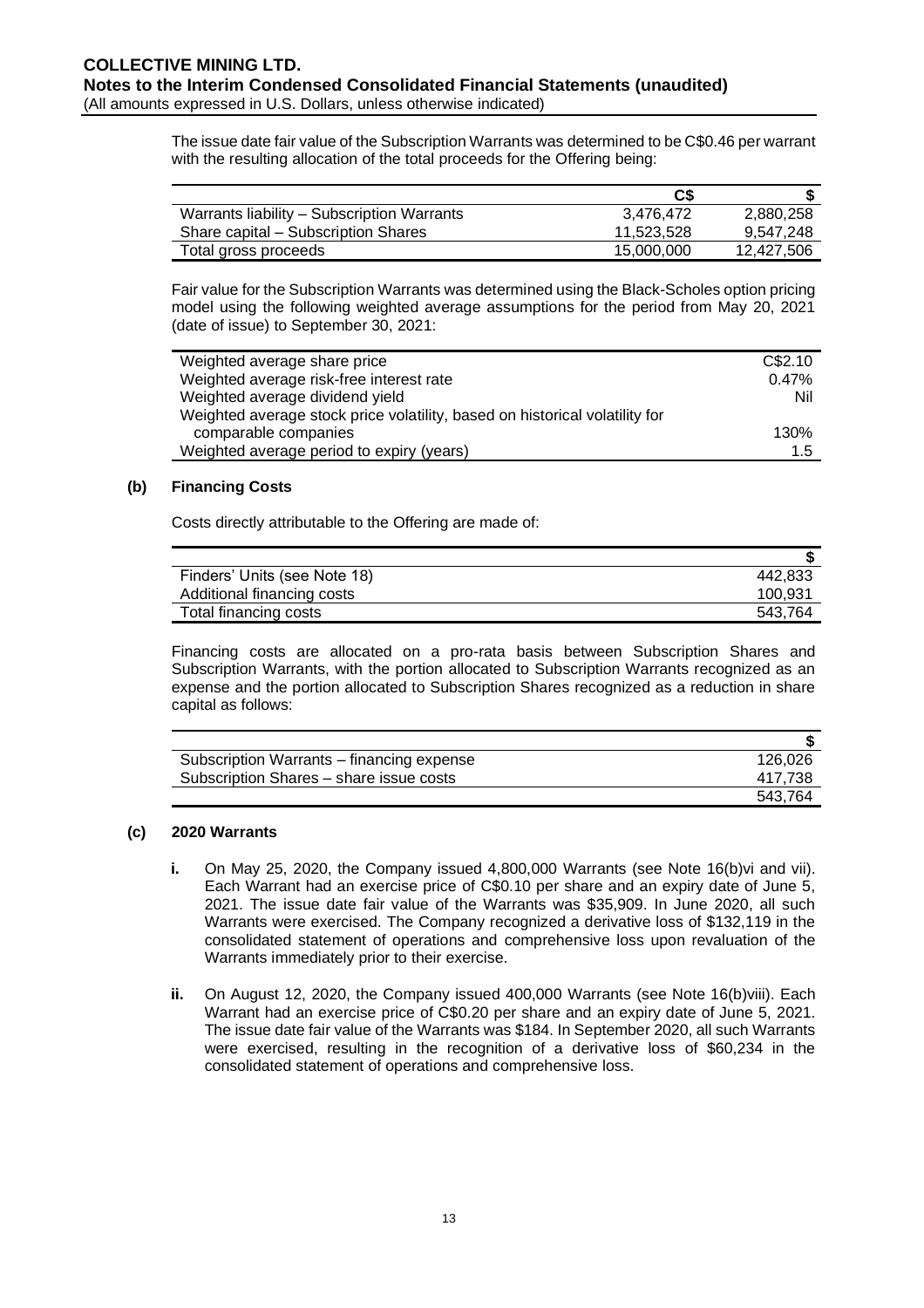The issue date fair value of the Subscription Warrants was determined to be C$0.46 per warrant with the resulting allocation of the total proceeds for the Offering being:

| | C$ | $ |
|---|---|---|
| Warrants liability – Subscription Warrants | 3,476,472 | 2,880,258 |
| Share capital – Subscription Shares | 11,523,528 | 9,547,248 |
| Total gross proceeds | 15,000,000 | 12,427,506 |

Fair value for the Subscription Warrants was determined using the Black-Scholes option pricing model using the following weighted average assumptions for the period from May 20, 2021 (date of issue) to September 30, 2021:

| | |
|---|---|
| Weighted average share price | C$2.10 |
| Weighted average risk-free interest rate | 0.47% |
| Weighted average dividend yield | Nil |
| Weighted average stock price volatility, based on historical volatility for comparable companies | 130% |
| Weighted average period to expiry (years) | 1.5 |

### (b) Financing Costs

Costs directly attributable to the Offering are made of:

| | $ |
|---|---|
| Finders' Units (see Note 18) | 442,833 |
| Additional financing costs | 100,931 |
| Total financing costs | 543,764 |

Financing costs are allocated on a pro-rata basis between Subscription Shares and Subscription Warrants, with the portion allocated to Subscription Warrants recognized as an expense and the portion allocated to Subscription Shares recognized as a reduction in share capital as follows:

| | $ |
|---|---|
| Subscription Warrants – financing expense | 126,026 |
| Subscription Shares – share issue costs | 417,738 |
| | 543,764 |

### (c) 2020 Warrants

**i.** On May 25, 2020, the Company issued 4,800,000 Warrants (see Note 16(b)vi and vii). Each Warrant had an exercise price of C$0.10 per share and an expiry date of June 5, 2021. The issue date fair value of the Warrants was $35,909. In June 2020, all such Warrants were exercised. The Company recognized a derivative loss of $132,119 in the consolidated statement of operations and comprehensive loss upon revaluation of the Warrants immediately prior to their exercise.

**ii.** On August 12, 2020, the Company issued 400,000 Warrants (see Note 16(b)viii). Each Warrant had an exercise price of C$0.20 per share and an expiry date of June 5, 2021. The issue date fair value of the Warrants was $184. In September 2020, all such Warrants were exercised, resulting in the recognition of a derivative loss of $60,234 in the consolidated statement of operations and comprehensive loss.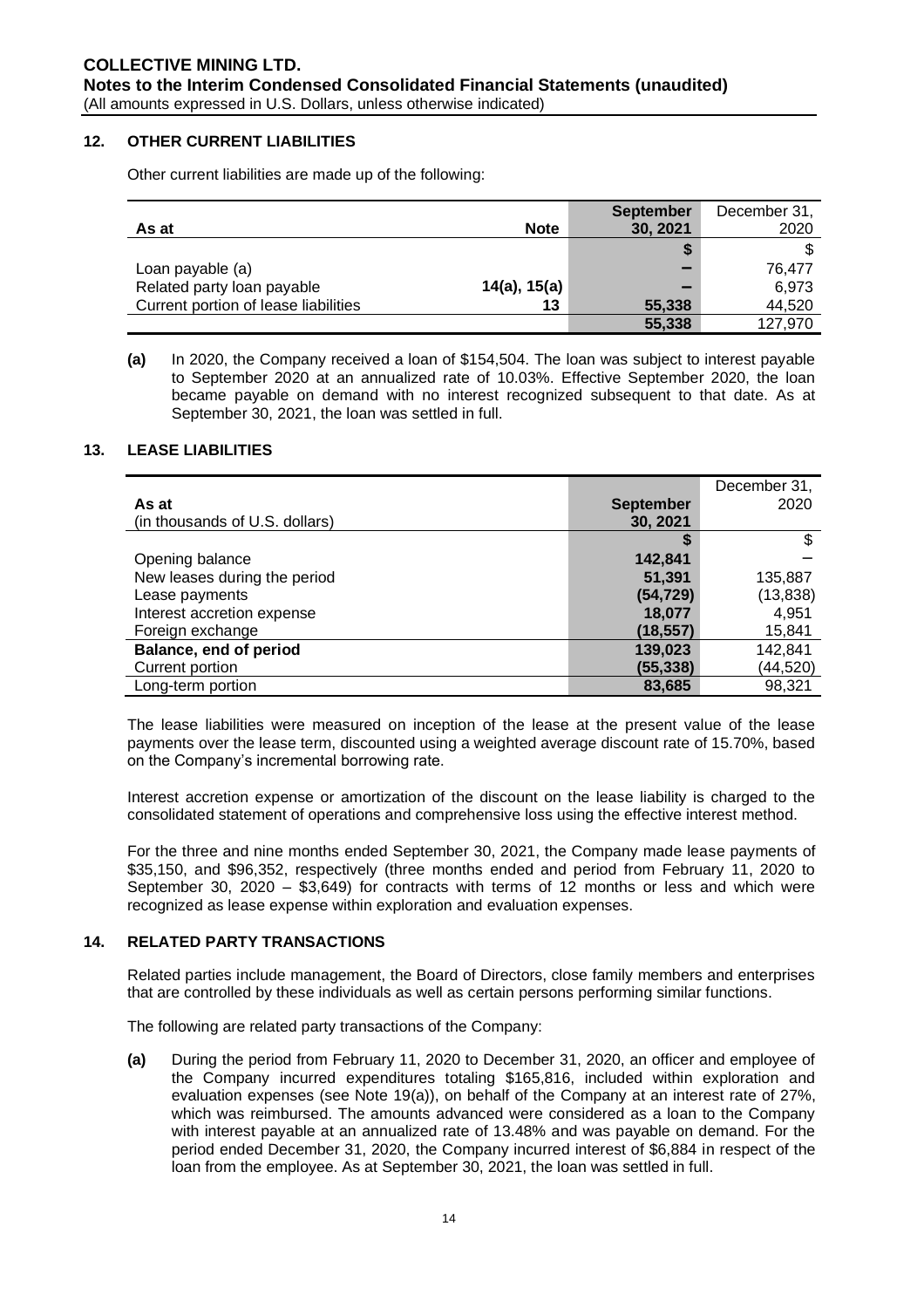## 12. OTHER CURRENT LIABILITIES

Other current liabilities are made up of the following:

| As at | Note | September 30, 2021 | December 31, 2020 |
|---|---|---|---|
| | | $ | $ |
| Loan payable (a) | | – | 76,477 |
| Related party loan payable | 14(a), 15(a) | – | 6,973 |
| Current portion of lease liabilities | 13 | 55,338 | 44,520 |
| | | 55,338 | 127,970 |

**(a)** In 2020, the Company received a loan of $154,504. The loan was subject to interest payable to September 2020 at an annualized rate of 10.03%. Effective September 2020, the loan became payable on demand with no interest recognized subsequent to that date. As at September 30, 2021, the loan was settled in full.

## 13. LEASE LIABILITIES

| As at (in thousands of U.S. dollars) | September 30, 2021 | December 31, 2020 |
|---|---|---|
| | $ | $ |
| Opening balance | 142,841 | – |
| New leases during the period | 51,391 | 135,887 |
| Lease payments | (54,729) | (13,838) |
| Interest accretion expense | 18,077 | 4,951 |
| Foreign exchange | (18,557) | 15,841 |
| **Balance, end of period** | 139,023 | 142,841 |
| Current portion | (55,338) | (44,520) |
| Long-term portion | 83,685 | 98,321 |

The lease liabilities were measured on inception of the lease at the present value of the lease payments over the lease term, discounted using a weighted average discount rate of 15.70%, based on the Company's incremental borrowing rate.

Interest accretion expense or amortization of the discount on the lease liability is charged to the consolidated statement of operations and comprehensive loss using the effective interest method.

For the three and nine months ended September 30, 2021, the Company made lease payments of $35,150, and $96,352, respectively (three months ended and period from February 11, 2020 to September 30, 2020 – $3,649) for contracts with terms of 12 months or less and which were recognized as lease expense within exploration and evaluation expenses.

## 14. RELATED PARTY TRANSACTIONS

Related parties include management, the Board of Directors, close family members and enterprises that are controlled by these individuals as well as certain persons performing similar functions.

The following are related party transactions of the Company:

**(a)** During the period from February 11, 2020 to December 31, 2020, an officer and employee of the Company incurred expenditures totaling $165,816, included within exploration and evaluation expenses (see Note 19(a)), on behalf of the Company at an interest rate of 27%, which was reimbursed. The amounts advanced were considered as a loan to the Company with interest payable at an annualized rate of 13.48% and was payable on demand. For the period ended December 31, 2020, the Company incurred interest of $6,884 in respect of the loan from the employee. As at September 30, 2021, the loan was settled in full.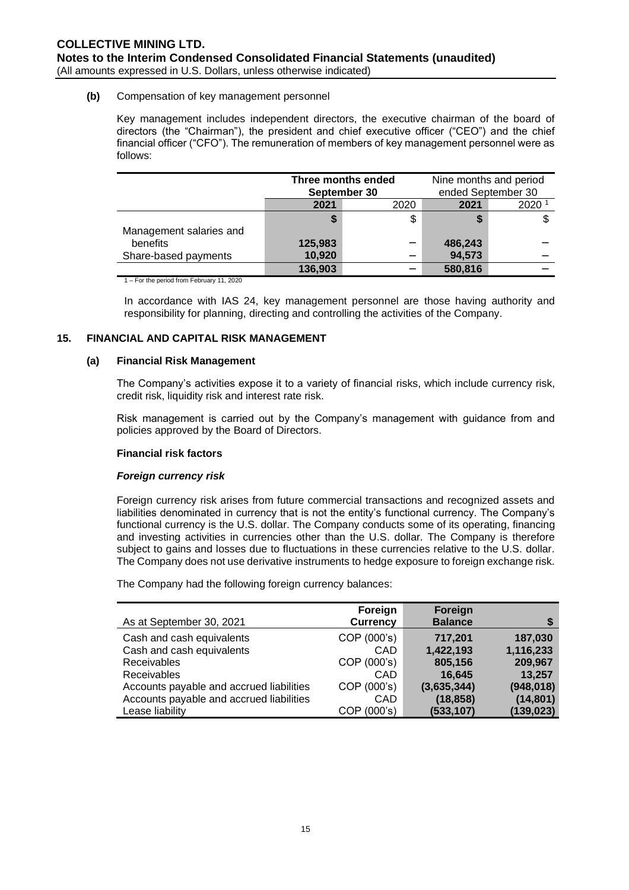**(b)** Compensation of key management personnel

Key management includes independent directors, the executive chairman of the board of directors (the "Chairman"), the president and chief executive officer ("CEO") and the chief financial officer ("CFO"). The remuneration of members of key management personnel were as follows:

| | Three months ended September 30 | | Nine months and period ended September 30 | |
|---|---|---|---|---|
| | 2021 | 2020 | 2021 | 2020 [1] |
| | $ | $ | $ | $ |
| Management salaries and benefits | 125,983 | – | 486,243 | – |
| Share-based payments | 10,920 | – | 94,573 | – |
| | 136,903 | – | 580,816 | – |

1 – For the period from February 11, 2020

In accordance with IAS 24, key management personnel are those having authority and responsibility for planning, directing and controlling the activities of the Company.

## 15. FINANCIAL AND CAPITAL RISK MANAGEMENT

### (a) Financial Risk Management

The Company's activities expose it to a variety of financial risks, which include currency risk, credit risk, liquidity risk and interest rate risk.

Risk management is carried out by the Company's management with guidance from and policies approved by the Board of Directors.

**Financial risk factors**

***Foreign currency risk***

Foreign currency risk arises from future commercial transactions and recognized assets and liabilities denominated in currency that is not the entity's functional currency. The Company's functional currency is the U.S. dollar. The Company conducts some of its operating, financing and investing activities in currencies other than the U.S. dollar. The Company is therefore subject to gains and losses due to fluctuations in these currencies relative to the U.S. dollar. The Company does not use derivative instruments to hedge exposure to foreign exchange risk.

The Company had the following foreign currency balances:

| As at September 30, 2021 | Foreign Currency | Foreign Balance | $ |
|---|---|---|---|
| Cash and cash equivalents | COP (000's) | 717,201 | 187,030 |
| Cash and cash equivalents | CAD | 1,422,193 | 1,116,233 |
| Receivables | COP (000's) | 805,156 | 209,967 |
| Receivables | CAD | 16,645 | 13,257 |
| Accounts payable and accrued liabilities | COP (000's) | (3,635,344) | (948,018) |
| Accounts payable and accrued liabilities | CAD | (18,858) | (14,801) |
| Lease liability | COP (000's) | (533,107) | (139,023) |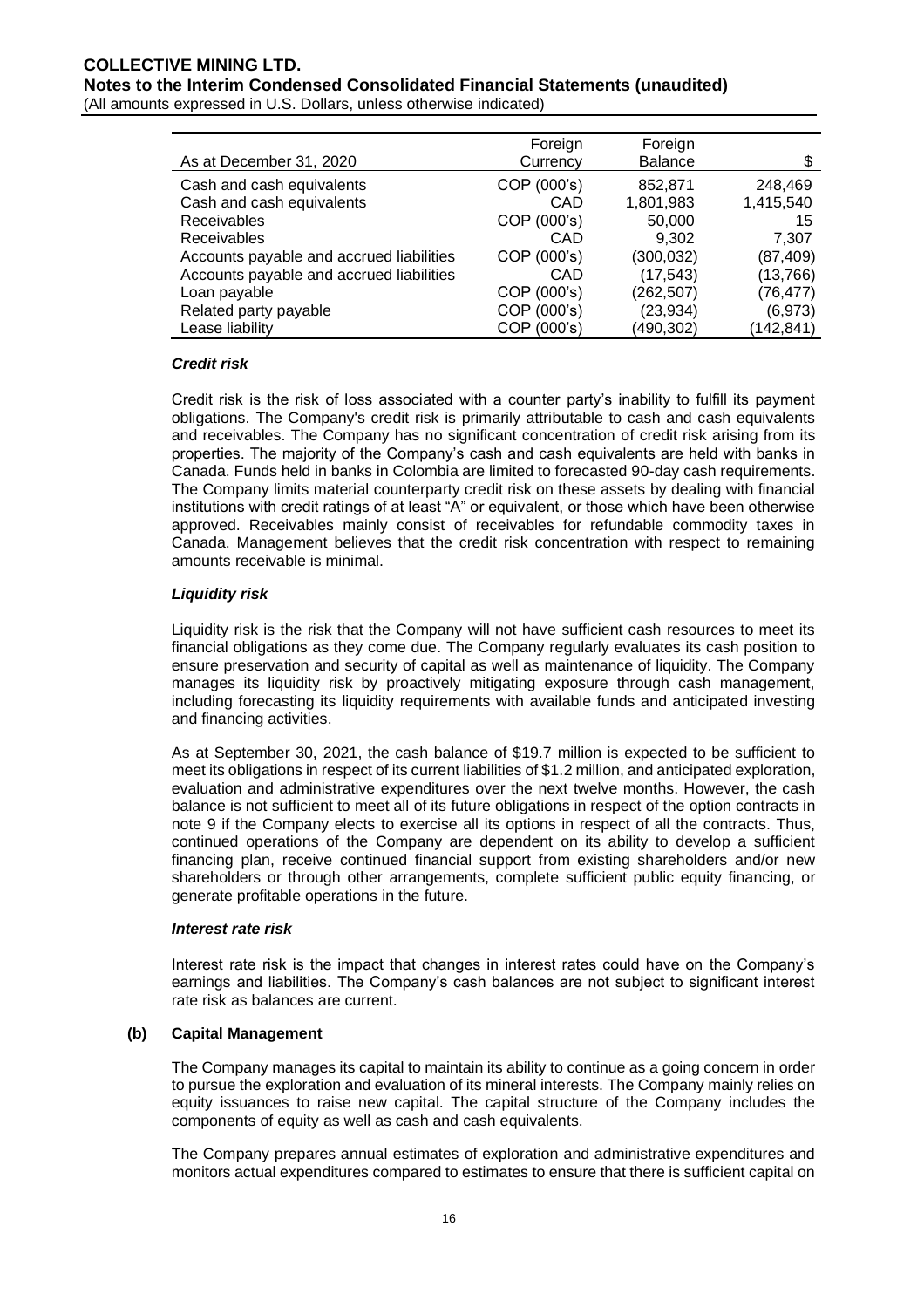| As at December 31, 2020 | Foreign Currency | Foreign Balance | $ |
|---|---|---|---|
| Cash and cash equivalents | COP (000's) | 852,871 | 248,469 |
| Cash and cash equivalents | CAD | 1,801,983 | 1,415,540 |
| Receivables | COP (000's) | 50,000 | 15 |
| Receivables | CAD | 9,302 | 7,307 |
| Accounts payable and accrued liabilities | COP (000's) | (300,032) | (87,409) |
| Accounts payable and accrued liabilities | CAD | (17,543) | (13,766) |
| Loan payable | COP (000's) | (262,507) | (76,477) |
| Related party payable | COP (000's) | (23,934) | (6,973) |
| Lease liability | COP (000's) | (490,302) | (142,841) |

***Credit risk***

Credit risk is the risk of loss associated with a counter party's inability to fulfill its payment obligations. The Company's credit risk is primarily attributable to cash and cash equivalents and receivables. The Company has no significant concentration of credit risk arising from its properties. The majority of the Company's cash and cash equivalents are held with banks in Canada. Funds held in banks in Colombia are limited to forecasted 90-day cash requirements. The Company limits material counterparty credit risk on these assets by dealing with financial institutions with credit ratings of at least "A" or equivalent, or those which have been otherwise approved. Receivables mainly consist of receivables for refundable commodity taxes in Canada. Management believes that the credit risk concentration with respect to remaining amounts receivable is minimal.

***Liquidity risk***

Liquidity risk is the risk that the Company will not have sufficient cash resources to meet its financial obligations as they come due. The Company regularly evaluates its cash position to ensure preservation and security of capital as well as maintenance of liquidity. The Company manages its liquidity risk by proactively mitigating exposure through cash management, including forecasting its liquidity requirements with available funds and anticipated investing and financing activities.

As at September 30, 2021, the cash balance of $19.7 million is expected to be sufficient to meet its obligations in respect of its current liabilities of $1.2 million, and anticipated exploration, evaluation and administrative expenditures over the next twelve months. However, the cash balance is not sufficient to meet all of its future obligations in respect of the option contracts in note 9 if the Company elects to exercise all its options in respect of all the contracts. Thus, continued operations of the Company are dependent on its ability to develop a sufficient financing plan, receive continued financial support from existing shareholders and/or new shareholders or through other arrangements, complete sufficient public equity financing, or generate profitable operations in the future.

***Interest rate risk***

Interest rate risk is the impact that changes in interest rates could have on the Company's earnings and liabilities. The Company's cash balances are not subject to significant interest rate risk as balances are current.

**(b) Capital Management**

The Company manages its capital to maintain its ability to continue as a going concern in order to pursue the exploration and evaluation of its mineral interests. The Company mainly relies on equity issuances to raise new capital. The capital structure of the Company includes the components of equity as well as cash and cash equivalents.

The Company prepares annual estimates of exploration and administrative expenditures and monitors actual expenditures compared to estimates to ensure that there is sufficient capital on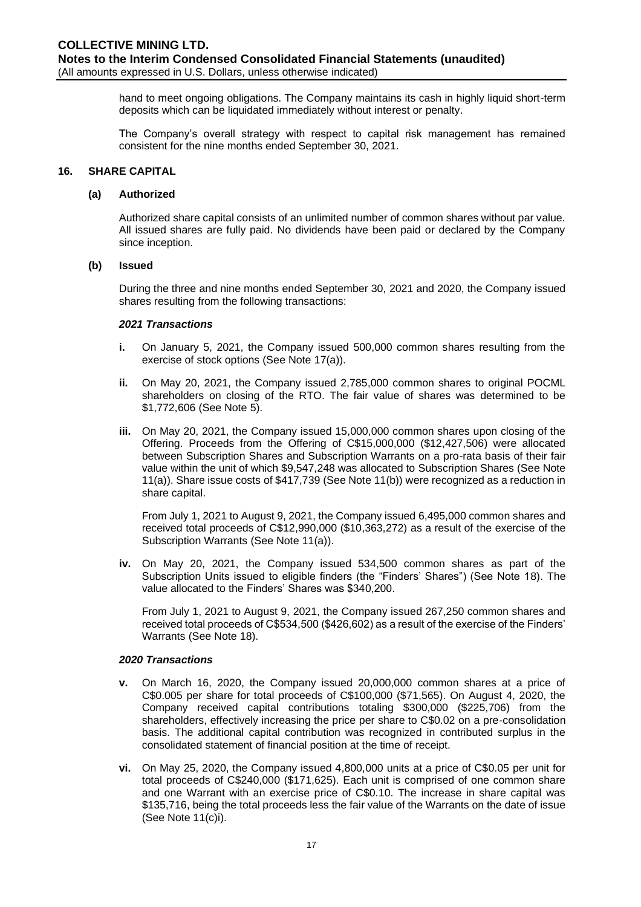hand to meet ongoing obligations. The Company maintains its cash in highly liquid short-term deposits which can be liquidated immediately without interest or penalty.

The Company's overall strategy with respect to capital risk management has remained consistent for the nine months ended September 30, 2021.

## 16. SHARE CAPITAL

### (a) Authorized

Authorized share capital consists of an unlimited number of common shares without par value. All issued shares are fully paid. No dividends have been paid or declared by the Company since inception.

### (b) Issued

During the three and nine months ended September 30, 2021 and 2020, the Company issued shares resulting from the following transactions:

***2021 Transactions***

**i.** On January 5, 2021, the Company issued 500,000 common shares resulting from the exercise of stock options (See Note 17(a)).

**ii.** On May 20, 2021, the Company issued 2,785,000 common shares to original POCML shareholders on closing of the RTO. The fair value of shares was determined to be $1,772,606 (See Note 5).

**iii.** On May 20, 2021, the Company issued 15,000,000 common shares upon closing of the Offering. Proceeds from the Offering of C$15,000,000 ($12,427,506) were allocated between Subscription Shares and Subscription Warrants on a pro-rata basis of their fair value within the unit of which $9,547,248 was allocated to Subscription Shares (See Note 11(a)). Share issue costs of $417,739 (See Note 11(b)) were recognized as a reduction in share capital.

From July 1, 2021 to August 9, 2021, the Company issued 6,495,000 common shares and received total proceeds of C$12,990,000 ($10,363,272) as a result of the exercise of the Subscription Warrants (See Note 11(a)).

**iv.** On May 20, 2021, the Company issued 534,500 common shares as part of the Subscription Units issued to eligible finders (the "Finders' Shares") (See Note 18). The value allocated to the Finders' Shares was $340,200.

From July 1, 2021 to August 9, 2021, the Company issued 267,250 common shares and received total proceeds of C$534,500 ($426,602) as a result of the exercise of the Finders' Warrants (See Note 18).

***2020 Transactions***

**v.** On March 16, 2020, the Company issued 20,000,000 common shares at a price of C$0.005 per share for total proceeds of C$100,000 ($71,565). On August 4, 2020, the Company received capital contributions totaling $300,000 ($225,706) from the shareholders, effectively increasing the price per share to C$0.02 on a pre-consolidation basis. The additional capital contribution was recognized in contributed surplus in the consolidated statement of financial position at the time of receipt.

**vi.** On May 25, 2020, the Company issued 4,800,000 units at a price of C$0.05 per unit for total proceeds of C$240,000 ($171,625). Each unit is comprised of one common share and one Warrant with an exercise price of C$0.10. The increase in share capital was $135,716, being the total proceeds less the fair value of the Warrants on the date of issue (See Note 11(c)i).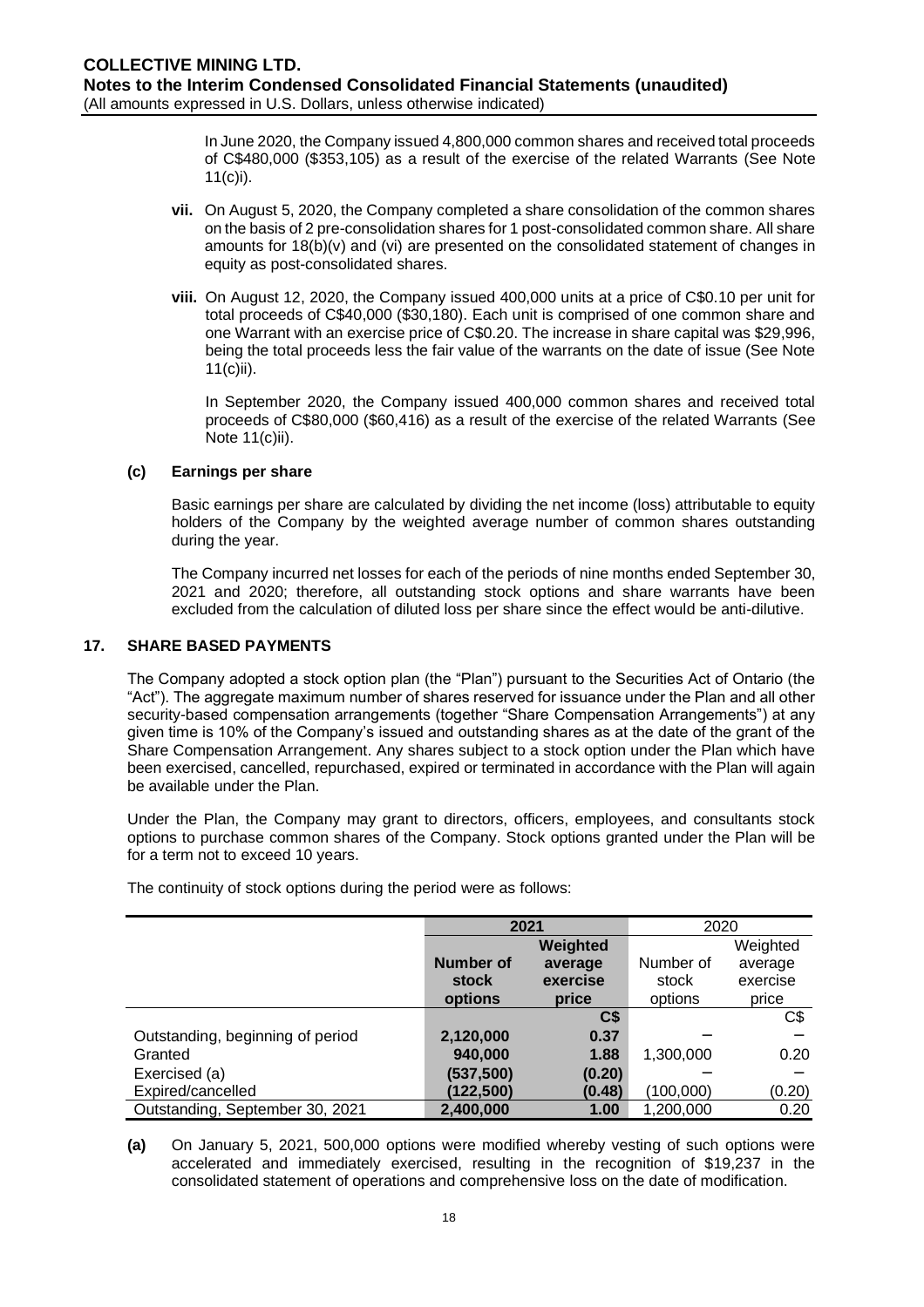In June 2020, the Company issued 4,800,000 common shares and received total proceeds of C$480,000 ($353,105) as a result of the exercise of the related Warrants (See Note 11(c)i).

- **vii.** On August 5, 2020, the Company completed a share consolidation of the common shares on the basis of 2 pre-consolidation shares for 1 post-consolidated common share. All share amounts for 18(b)(v) and (vi) are presented on the consolidated statement of changes in equity as post-consolidated shares.

- **viii.** On August 12, 2020, the Company issued 400,000 units at a price of C$0.10 per unit for total proceeds of C$40,000 ($30,180). Each unit is comprised of one common share and one Warrant with an exercise price of C$0.20. The increase in share capital was $29,996, being the total proceeds less the fair value of the warrants on the date of issue (See Note 11(c)ii).

  In September 2020, the Company issued 400,000 common shares and received total proceeds of C$80,000 ($60,416) as a result of the exercise of the related Warrants (See Note 11(c)ii).

### (c) Earnings per share

Basic earnings per share are calculated by dividing the net income (loss) attributable to equity holders of the Company by the weighted average number of common shares outstanding during the year.

The Company incurred net losses for each of the periods of nine months ended September 30, 2021 and 2020; therefore, all outstanding stock options and share warrants have been excluded from the calculation of diluted loss per share since the effect would be anti-dilutive.

## 17. SHARE BASED PAYMENTS

The Company adopted a stock option plan (the "Plan") pursuant to the Securities Act of Ontario (the "Act"). The aggregate maximum number of shares reserved for issuance under the Plan and all other security-based compensation arrangements (together "Share Compensation Arrangements") at any given time is 10% of the Company's issued and outstanding shares as at the date of the grant of the Share Compensation Arrangement. Any shares subject to a stock option under the Plan which have been exercised, cancelled, repurchased, expired or terminated in accordance with the Plan will again be available under the Plan.

Under the Plan, the Company may grant to directors, officers, employees, and consultants stock options to purchase common shares of the Company. Stock options granted under the Plan will be for a term not to exceed 10 years.

The continuity of stock options during the period were as follows:

| | **2021** | | 2020 | |
|---|---|---|---|---|
| | **Number of stock options** | **Weighted average exercise price** | Number of stock options | Weighted average exercise price |
| | | **C$** | | C$ |
| Outstanding, beginning of period | **2,120,000** | **0.37** | – | – |
| Granted | **940,000** | **1.88** | 1,300,000 | 0.20 |
| Exercised (a) | **(537,500)** | **(0.20)** | – | – |
| Expired/cancelled | **(122,500)** | **(0.48)** | (100,000) | (0.20) |
| Outstanding, September 30, 2021 | **2,400,000** | **1.00** | 1,200,000 | 0.20 |

**(a)** On January 5, 2021, 500,000 options were modified whereby vesting of such options were accelerated and immediately exercised, resulting in the recognition of $19,237 in the consolidated statement of operations and comprehensive loss on the date of modification.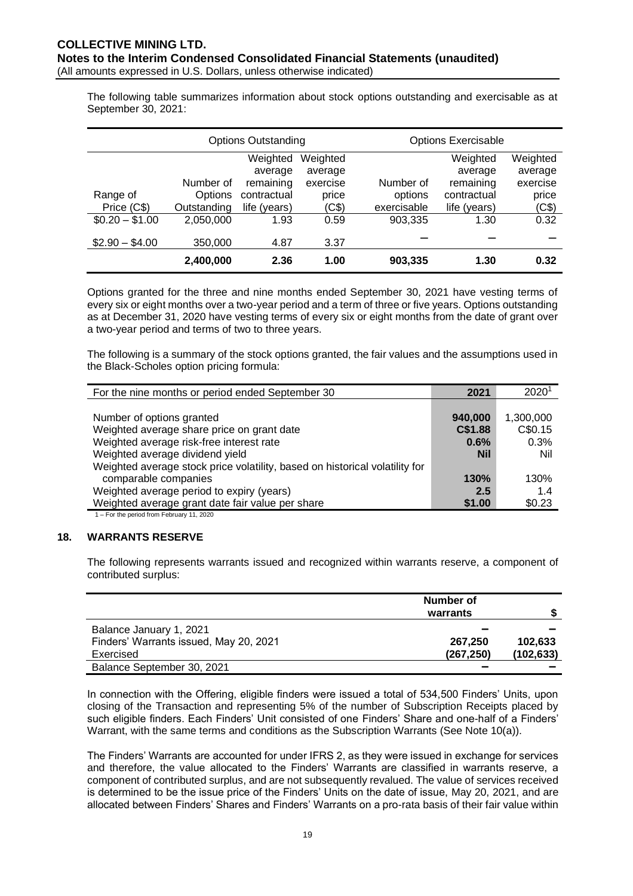The following table summarizes information about stock options outstanding and exercisable as at September 30, 2021:

| | Options Outstanding | | | Options Exercisable | | |
|---|---|---|---|---|---|---|
| Range of Price (C$) | Number of Options Outstanding | Weighted average remaining contractual life (years) | Weighted average exercise price (C$) | Number of options exercisable | Weighted average remaining contractual life (years) | Weighted average exercise price (C$) |
| $0.20 – $1.00 | 2,050,000 | 1.93 | 0.59 | 903,335 | 1.30 | 0.32 |
| $2.90 – $4.00 | 350,000 | 4.87 | 3.37 | – | – | – |
| | **2,400,000** | **2.36** | **1.00** | **903,335** | **1.30** | **0.32** |

Options granted for the three and nine months ended September 30, 2021 have vesting terms of every six or eight months over a two-year period and a term of three or five years. Options outstanding as at December 31, 2020 have vesting terms of every six or eight months from the date of grant over a two-year period and terms of two to three years.

The following is a summary of the stock options granted, the fair values and the assumptions used in the Black-Scholes option pricing formula:

| For the nine months or period ended September 30 | 2021 | 2020[1] |
|---|---|---|
| Number of options granted | **940,000** | 1,300,000 |
| Weighted average share price on grant date | **C$1.88** | C$0.15 |
| Weighted average risk-free interest rate | **0.6%** | 0.3% |
| Weighted average dividend yield | **Nil** | Nil |
| Weighted average stock price volatility, based on historical volatility for comparable companies | **130%** | 130% |
| Weighted average period to expiry (years) | **2.5** | 1.4 |
| Weighted average grant date fair value per share | **$1.00** | $0.23 |

1 – For the period from February 11, 2020

## 18. WARRANTS RESERVE

The following represents warrants issued and recognized within warrants reserve, a component of contributed surplus:

| | Number of warrants | $ |
|---|---|---|
| Balance January 1, 2021 | – | – |
| Finders' Warrants issued, May 20, 2021 | **267,250** | **102,633** |
| Exercised | **(267,250)** | **(102,633)** |
| Balance September 30, 2021 | – | – |

In connection with the Offering, eligible finders were issued a total of 534,500 Finders' Units, upon closing of the Transaction and representing 5% of the number of Subscription Receipts placed by such eligible finders. Each Finders' Unit consisted of one Finders' Share and one-half of a Finders' Warrant, with the same terms and conditions as the Subscription Warrants (See Note 10(a)).

The Finders' Warrants are accounted for under IFRS 2, as they were issued in exchange for services and therefore, the value allocated to the Finders' Warrants are classified in warrants reserve, a component of contributed surplus, and are not subsequently revalued. The value of services received is determined to be the issue price of the Finders' Units on the date of issue, May 20, 2021, and are allocated between Finders' Shares and Finders' Warrants on a pro-rata basis of their fair value within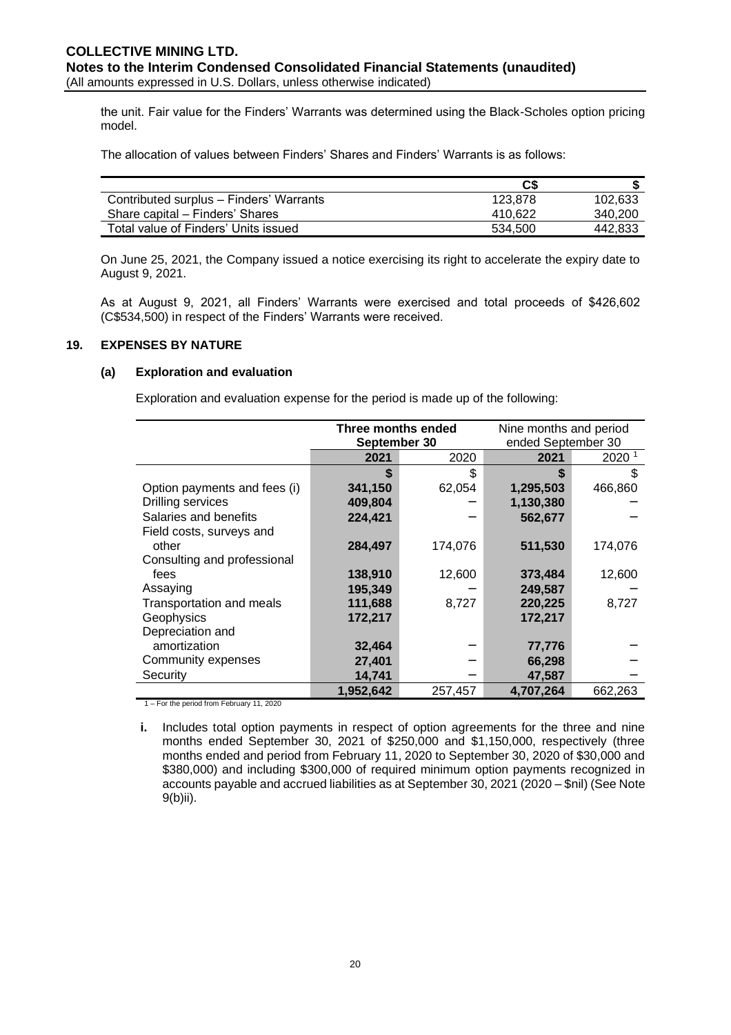the unit. Fair value for the Finders' Warrants was determined using the Black-Scholes option pricing model.

The allocation of values between Finders' Shares and Finders' Warrants is as follows:

| | C$ | $ |
|---|---|---|
| Contributed surplus – Finders' Warrants | 123,878 | 102,633 |
| Share capital – Finders' Shares | 410,622 | 340,200 |
| Total value of Finders' Units issued | 534,500 | 442,833 |

On June 25, 2021, the Company issued a notice exercising its right to accelerate the expiry date to August 9, 2021.

As at August 9, 2021, all Finders' Warrants were exercised and total proceeds of $426,602 (C$534,500) in respect of the Finders' Warrants were received.

## 19. EXPENSES BY NATURE

### (a) Exploration and evaluation

Exploration and evaluation expense for the period is made up of the following:

| | **Three months ended September 30** | | Nine months and period ended September 30 | |
|---|---|---|---|---|
| | **2021** | 2020 | **2021** | 2020 [1] |
| | **$** | $ | **$** | $ |
| Option payments and fees (i) | **341,150** | 62,054 | **1,295,503** | 466,860 |
| Drilling services | **409,804** | – | **1,130,380** | – |
| Salaries and benefits | **224,421** | – | **562,677** | – |
| Field costs, surveys and other | **284,497** | 174,076 | **511,530** | 174,076 |
| Consulting and professional fees | **138,910** | 12,600 | **373,484** | 12,600 |
| Assaying | **195,349** | – | **249,587** | – |
| Transportation and meals | **111,688** | 8,727 | **220,225** | 8,727 |
| Geophysics | **172,217** | | **172,217** | |
| Depreciation and amortization | **32,464** | – | **77,776** | – |
| Community expenses | **27,401** | – | **66,298** | – |
| Security | **14,741** | – | **47,587** | – |
| | **1,952,642** | 257,457 | **4,707,264** | 662,263 |

1 – For the period from February 11, 2020

**i.** Includes total option payments in respect of option agreements for the three and nine months ended September 30, 2021 of $250,000 and $1,150,000, respectively (three months ended and period from February 11, 2020 to September 30, 2020 of $30,000 and $380,000) and including $300,000 of required minimum option payments recognized in accounts payable and accrued liabilities as at September 30, 2021 (2020 – $nil) (See Note 9(b)ii).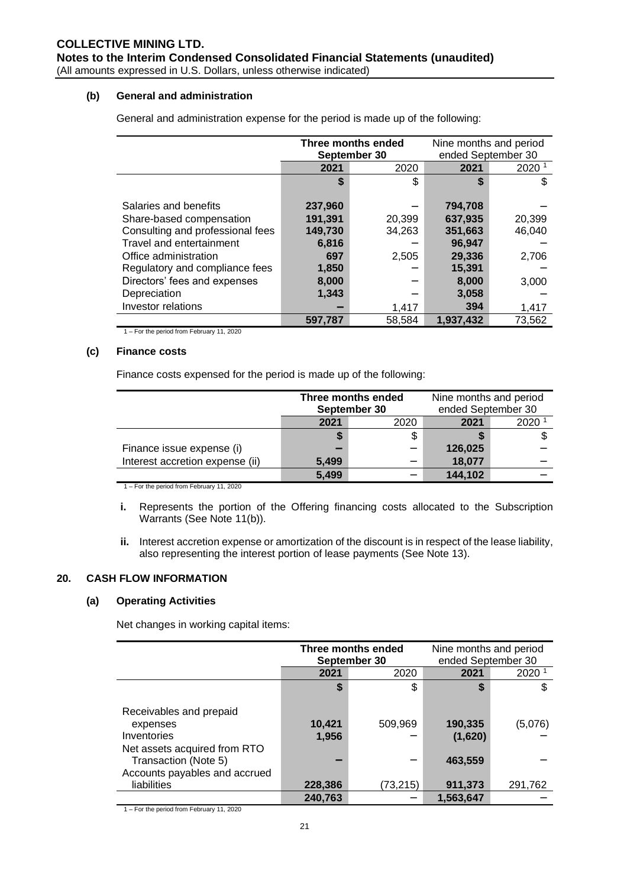**(b) General and administration**

General and administration expense for the period is made up of the following:

| | Three months ended September 30 | | Nine months and period ended September 30 | |
|---|---|---|---|---|
| | **2021** | 2020 | **2021** | 2020 [1] |
| | **$** | $ | **$** | $ |
| Salaries and benefits | **237,960** | – | **794,708** | – |
| Share-based compensation | **191,391** | 20,399 | **637,935** | 20,399 |
| Consulting and professional fees | **149,730** | 34,263 | **351,663** | 46,040 |
| Travel and entertainment | **6,816** | – | **96,947** | – |
| Office administration | **697** | 2,505 | **29,336** | 2,706 |
| Regulatory and compliance fees | **1,850** | – | **15,391** | – |
| Directors' fees and expenses | **8,000** | – | **8,000** | 3,000 |
| Depreciation | **1,343** | – | **3,058** | – |
| Investor relations | **–** | 1,417 | **394** | 1,417 |
| | **597,787** | 58,584 | **1,937,432** | 73,562 |

1 – For the period from February 11, 2020

**(c) Finance costs**

Finance costs expensed for the period is made up of the following:

| | Three months ended September 30 | | Nine months and period ended September 30 | |
|---|---|---|---|---|
| | **2021** | 2020 | **2021** | 2020 [1] |
| | **$** | $ | **$** | $ |
| Finance issue expense (i) | **–** | – | **126,025** | – |
| Interest accretion expense (ii) | **5,499** | – | **18,077** | – |
| | **5,499** | – | **144,102** | – |

1 – For the period from February 11, 2020

**i.** Represents the portion of the Offering financing costs allocated to the Subscription Warrants (See Note 11(b)).

**ii.** Interest accretion expense or amortization of the discount is in respect of the lease liability, also representing the interest portion of lease payments (See Note 13).

## 20. CASH FLOW INFORMATION

**(a) Operating Activities**

Net changes in working capital items:

| | Three months ended September 30 | | Nine months and period ended September 30 | |
|---|---|---|---|---|
| | **2021** | 2020 | **2021** | 2020 [1] |
| | **$** | $ | **$** | $ |
| Receivables and prepaid expenses | **10,421** | 509,969 | **190,335** | (5,076) |
| Inventories | **1,956** | – | **(1,620)** | – |
| Net assets acquired from RTO Transaction (Note 5) | **–** | – | **463,559** | – |
| Accounts payables and accrued liabilities | **228,386** | (73,215) | **911,373** | 291,762 |
| | **240,763** | – | **1,563,647** | – |

1 – For the period from February 11, 2020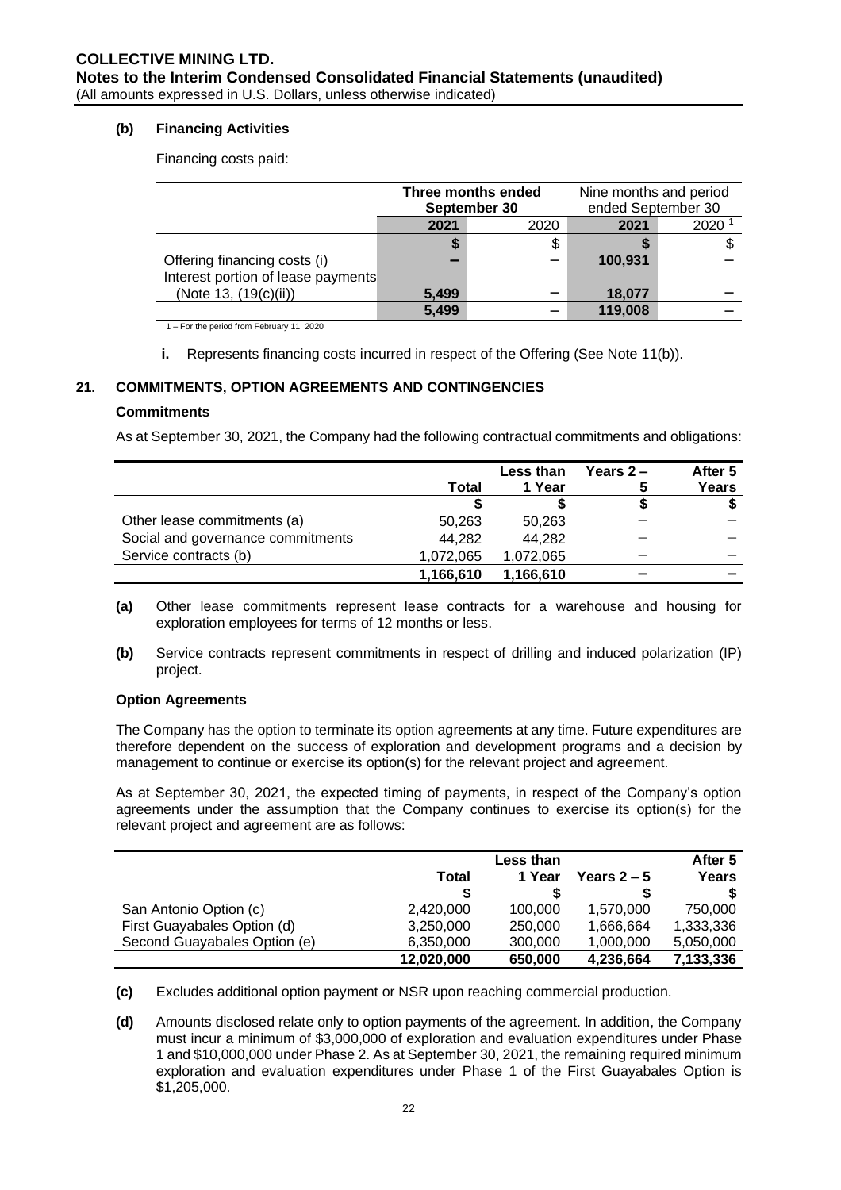**(b) Financing Activities**

Financing costs paid:

| | Three months ended September 30 | | Nine months and period ended September 30 | |
|---|---|---|---|---|
| | **2021** | 2020 | **2021** | 2020 [1] |
| | **$** | $ | **$** | $ |
| Offering financing costs (i) | **–** | – | **100,931** | – |
| Interest portion of lease payments (Note 13, (19(c)(ii)) | **5,499** | – | **18,077** | – |
| | **5,499** | – | **119,008** | – |

1 – For the period from February 11, 2020

**i.** Represents financing costs incurred in respect of the Offering (See Note 11(b)).

## 21. COMMITMENTS, OPTION AGREEMENTS AND CONTINGENCIES

### Commitments

As at September 30, 2021, the Company had the following contractual commitments and obligations:

| | Total | Less than 1 Year | Years 2 – 5 | After 5 Years |
|---|---|---|---|---|
| | $ | $ | $ | $ |
| Other lease commitments (a) | 50,263 | 50,263 | – | – |
| Social and governance commitments | 44,282 | 44,282 | – | – |
| Service contracts (b) | 1,072,065 | 1,072,065 | – | – |
| | **1,166,610** | **1,166,610** | **–** | **–** |

**(a)** Other lease commitments represent lease contracts for a warehouse and housing for exploration employees for terms of 12 months or less.

**(b)** Service contracts represent commitments in respect of drilling and induced polarization (IP) project.

### Option Agreements

The Company has the option to terminate its option agreements at any time. Future expenditures are therefore dependent on the success of exploration and development programs and a decision by management to continue or exercise its option(s) for the relevant project and agreement.

As at September 30, 2021, the expected timing of payments, in respect of the Company's option agreements under the assumption that the Company continues to exercise its option(s) for the relevant project and agreement are as follows:

| | Total | Less than 1 Year | Years 2 – 5 | After 5 Years |
|---|---|---|---|---|
| | $ | $ | $ | $ |
| San Antonio Option (c) | 2,420,000 | 100,000 | 1,570,000 | 750,000 |
| First Guayabales Option (d) | 3,250,000 | 250,000 | 1,666,664 | 1,333,336 |
| Second Guayabales Option (e) | 6,350,000 | 300,000 | 1,000,000 | 5,050,000 |
| | **12,020,000** | **650,000** | **4,236,664** | **7,133,336** |

**(c)** Excludes additional option payment or NSR upon reaching commercial production.

**(d)** Amounts disclosed relate only to option payments of the agreement. In addition, the Company must incur a minimum of $3,000,000 of exploration and evaluation expenditures under Phase 1 and $10,000,000 under Phase 2. As at September 30, 2021, the remaining required minimum exploration and evaluation expenditures under Phase 1 of the First Guayabales Option is $1,205,000.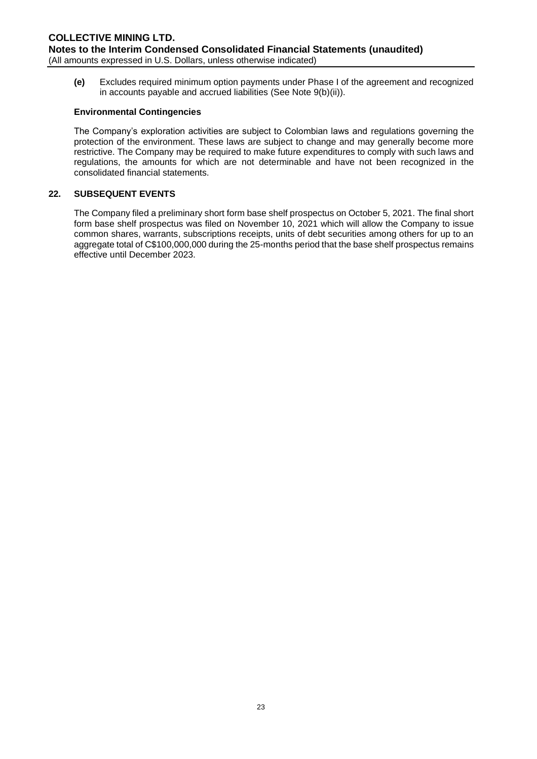**(e)** Excludes required minimum option payments under Phase I of the agreement and recognized in accounts payable and accrued liabilities (See Note 9(b)(ii)).

### Environmental Contingencies

The Company's exploration activities are subject to Colombian laws and regulations governing the protection of the environment. These laws are subject to change and may generally become more restrictive. The Company may be required to make future expenditures to comply with such laws and regulations, the amounts for which are not determinable and have not been recognized in the consolidated financial statements.

## 22. SUBSEQUENT EVENTS

The Company filed a preliminary short form base shelf prospectus on October 5, 2021. The final short form base shelf prospectus was filed on November 10, 2021 which will allow the Company to issue common shares, warrants, subscriptions receipts, units of debt securities among others for up to an aggregate total of C$100,000,000 during the 25-months period that the base shelf prospectus remains effective until December 2023.